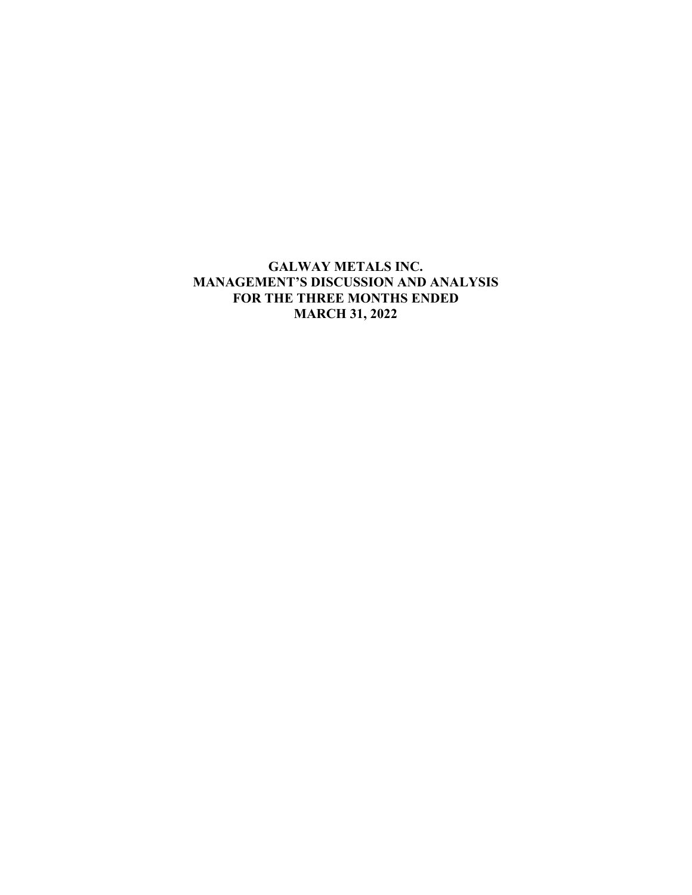# GALWAY METALS INC.
# MANAGEMENT'S DISCUSSION AND ANALYSIS
# FOR THE THREE MONTHS ENDED
# MARCH 31, 2022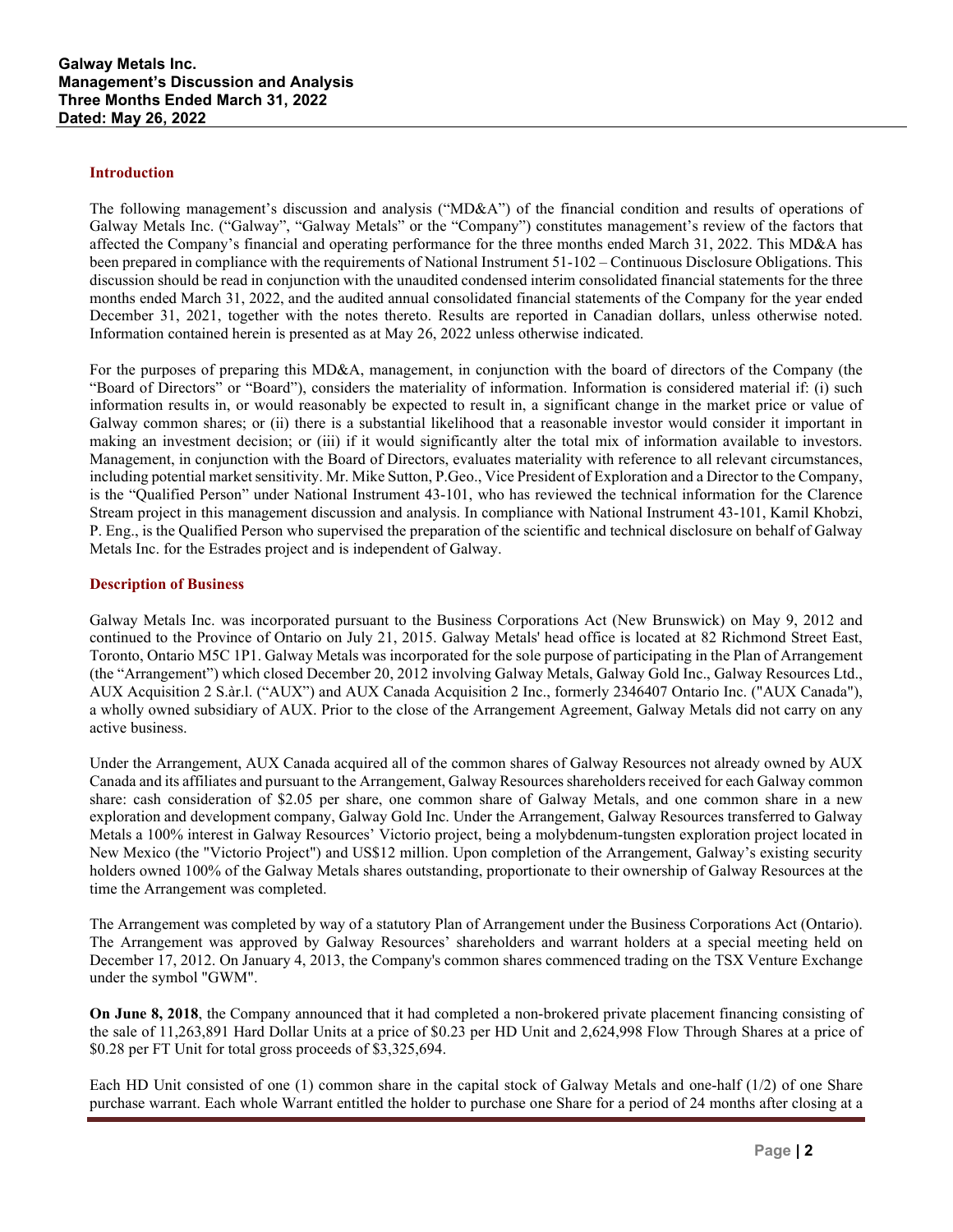**Galway Metals Inc.**
**Management's Discussion and Analysis**
**Three Months Ended March 31, 2022**
**Dated: May 26, 2022**

## Introduction

The following management's discussion and analysis ("MD&A") of the financial condition and results of operations of Galway Metals Inc. ("Galway", "Galway Metals" or the "Company") constitutes management's review of the factors that affected the Company's financial and operating performance for the three months ended March 31, 2022. This MD&A has been prepared in compliance with the requirements of National Instrument 51-102 – Continuous Disclosure Obligations. This discussion should be read in conjunction with the unaudited condensed interim consolidated financial statements for the three months ended March 31, 2022, and the audited annual consolidated financial statements of the Company for the year ended December 31, 2021, together with the notes thereto. Results are reported in Canadian dollars, unless otherwise noted. Information contained herein is presented as at May 26, 2022 unless otherwise indicated.

For the purposes of preparing this MD&A, management, in conjunction with the board of directors of the Company (the "Board of Directors" or "Board"), considers the materiality of information. Information is considered material if: (i) such information results in, or would reasonably be expected to result in, a significant change in the market price or value of Galway common shares; or (ii) there is a substantial likelihood that a reasonable investor would consider it important in making an investment decision; or (iii) if it would significantly alter the total mix of information available to investors. Management, in conjunction with the Board of Directors, evaluates materiality with reference to all relevant circumstances, including potential market sensitivity. Mr. Mike Sutton, P.Geo., Vice President of Exploration and a Director to the Company, is the "Qualified Person" under National Instrument 43-101, who has reviewed the technical information for the Clarence Stream project in this management discussion and analysis. In compliance with National Instrument 43-101, Kamil Khobzi, P. Eng., is the Qualified Person who supervised the preparation of the scientific and technical disclosure on behalf of Galway Metals Inc. for the Estrades project and is independent of Galway.

## Description of Business

Galway Metals Inc. was incorporated pursuant to the Business Corporations Act (New Brunswick) on May 9, 2012 and continued to the Province of Ontario on July 21, 2015. Galway Metals' head office is located at 82 Richmond Street East, Toronto, Ontario M5C 1P1. Galway Metals was incorporated for the sole purpose of participating in the Plan of Arrangement (the "Arrangement") which closed December 20, 2012 involving Galway Metals, Galway Gold Inc., Galway Resources Ltd., AUX Acquisition 2 S.àr.l. ("AUX") and AUX Canada Acquisition 2 Inc., formerly 2346407 Ontario Inc. ("AUX Canada"), a wholly owned subsidiary of AUX. Prior to the close of the Arrangement Agreement, Galway Metals did not carry on any active business.

Under the Arrangement, AUX Canada acquired all of the common shares of Galway Resources not already owned by AUX Canada and its affiliates and pursuant to the Arrangement, Galway Resources shareholders received for each Galway common share: cash consideration of $2.05 per share, one common share of Galway Metals, and one common share in a new exploration and development company, Galway Gold Inc. Under the Arrangement, Galway Resources transferred to Galway Metals a 100% interest in Galway Resources' Victorio project, being a molybdenum-tungsten exploration project located in New Mexico (the "Victorio Project") and US$12 million. Upon completion of the Arrangement, Galway's existing security holders owned 100% of the Galway Metals shares outstanding, proportionate to their ownership of Galway Resources at the time the Arrangement was completed.

The Arrangement was completed by way of a statutory Plan of Arrangement under the Business Corporations Act (Ontario). The Arrangement was approved by Galway Resources' shareholders and warrant holders at a special meeting held on December 17, 2012. On January 4, 2013, the Company's common shares commenced trading on the TSX Venture Exchange under the symbol "GWM".

**On June 8, 2018**, the Company announced that it had completed a non-brokered private placement financing consisting of the sale of 11,263,891 Hard Dollar Units at a price of $0.23 per HD Unit and 2,624,998 Flow Through Shares at a price of $0.28 per FT Unit for total gross proceeds of $3,325,694.

Each HD Unit consisted of one (1) common share in the capital stock of Galway Metals and one-half (1/2) of one Share purchase warrant. Each whole Warrant entitled the holder to purchase one Share for a period of 24 months after closing at a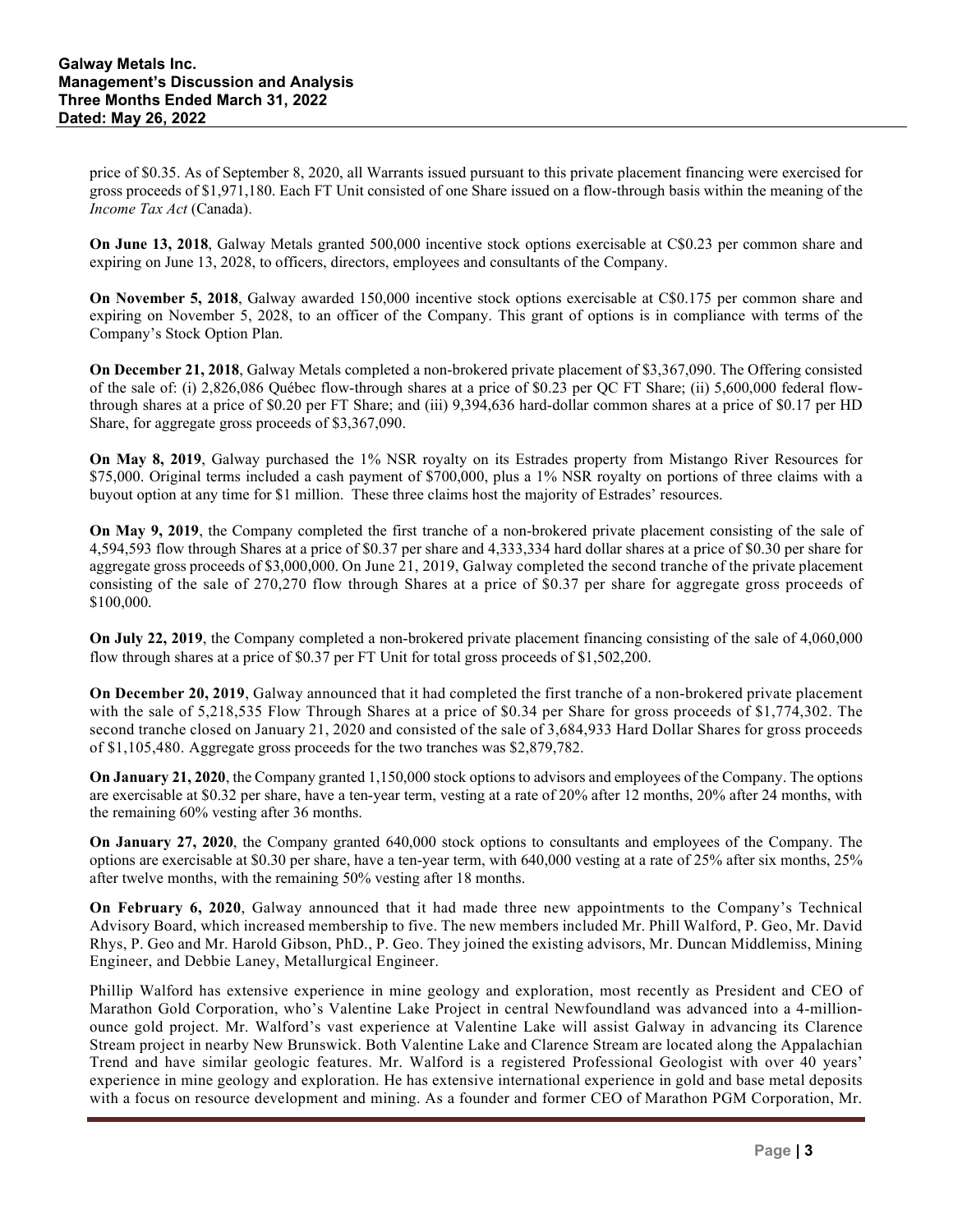price of $0.35. As of September 8, 2020, all Warrants issued pursuant to this private placement financing were exercised for gross proceeds of $1,971,180. Each FT Unit consisted of one Share issued on a flow-through basis within the meaning of the *Income Tax Act* (Canada).

**On June 13, 2018**, Galway Metals granted 500,000 incentive stock options exercisable at C$0.23 per common share and expiring on June 13, 2028, to officers, directors, employees and consultants of the Company.

**On November 5, 2018**, Galway awarded 150,000 incentive stock options exercisable at C$0.175 per common share and expiring on November 5, 2028, to an officer of the Company. This grant of options is in compliance with terms of the Company's Stock Option Plan.

**On December 21, 2018**, Galway Metals completed a non-brokered private placement of $3,367,090. The Offering consisted of the sale of: (i) 2,826,086 Québec flow-through shares at a price of $0.23 per QC FT Share; (ii) 5,600,000 federal flow-through shares at a price of $0.20 per FT Share; and (iii) 9,394,636 hard-dollar common shares at a price of $0.17 per HD Share, for aggregate gross proceeds of $3,367,090.

**On May 8, 2019**, Galway purchased the 1% NSR royalty on its Estrades property from Mistango River Resources for $75,000. Original terms included a cash payment of $700,000, plus a 1% NSR royalty on portions of three claims with a buyout option at any time for $1 million. These three claims host the majority of Estrades' resources.

**On May 9, 2019**, the Company completed the first tranche of a non-brokered private placement consisting of the sale of 4,594,593 flow through Shares at a price of $0.37 per share and 4,333,334 hard dollar shares at a price of $0.30 per share for aggregate gross proceeds of $3,000,000. On June 21, 2019, Galway completed the second tranche of the private placement consisting of the sale of 270,270 flow through Shares at a price of $0.37 per share for aggregate gross proceeds of $100,000.

**On July 22, 2019**, the Company completed a non-brokered private placement financing consisting of the sale of 4,060,000 flow through shares at a price of $0.37 per FT Unit for total gross proceeds of $1,502,200.

**On December 20, 2019**, Galway announced that it had completed the first tranche of a non-brokered private placement with the sale of 5,218,535 Flow Through Shares at a price of $0.34 per Share for gross proceeds of $1,774,302. The second tranche closed on January 21, 2020 and consisted of the sale of 3,684,933 Hard Dollar Shares for gross proceeds of $1,105,480. Aggregate gross proceeds for the two tranches was $2,879,782.

**On January 21, 2020**, the Company granted 1,150,000 stock options to advisors and employees of the Company. The options are exercisable at $0.32 per share, have a ten-year term, vesting at a rate of 20% after 12 months, 20% after 24 months, with the remaining 60% vesting after 36 months.

**On January 27, 2020**, the Company granted 640,000 stock options to consultants and employees of the Company. The options are exercisable at $0.30 per share, have a ten-year term, with 640,000 vesting at a rate of 25% after six months, 25% after twelve months, with the remaining 50% vesting after 18 months.

**On February 6, 2020**, Galway announced that it had made three new appointments to the Company's Technical Advisory Board, which increased membership to five. The new members included Mr. Phill Walford, P. Geo, Mr. David Rhys, P. Geo and Mr. Harold Gibson, PhD., P. Geo. They joined the existing advisors, Mr. Duncan Middlemiss, Mining Engineer, and Debbie Laney, Metallurgical Engineer.

Phillip Walford has extensive experience in mine geology and exploration, most recently as President and CEO of Marathon Gold Corporation, who's Valentine Lake Project in central Newfoundland was advanced into a 4-million-ounce gold project. Mr. Walford's vast experience at Valentine Lake will assist Galway in advancing its Clarence Stream project in nearby New Brunswick. Both Valentine Lake and Clarence Stream are located along the Appalachian Trend and have similar geologic features. Mr. Walford is a registered Professional Geologist with over 40 years' experience in mine geology and exploration. He has extensive international experience in gold and base metal deposits with a focus on resource development and mining. As a founder and former CEO of Marathon PGM Corporation, Mr.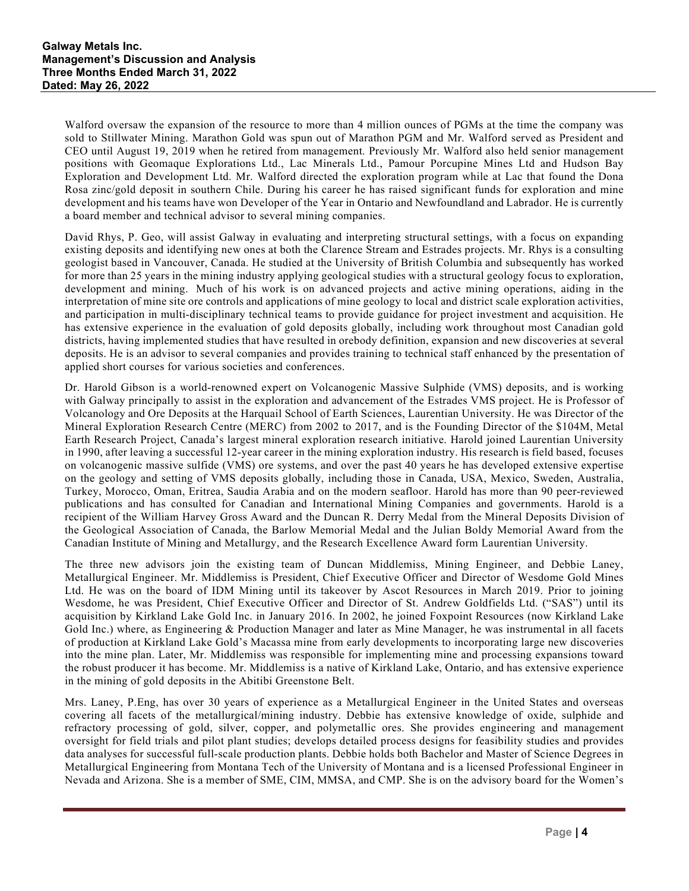Walford oversaw the expansion of the resource to more than 4 million ounces of PGMs at the time the company was sold to Stillwater Mining. Marathon Gold was spun out of Marathon PGM and Mr. Walford served as President and CEO until August 19, 2019 when he retired from management. Previously Mr. Walford also held senior management positions with Geomaque Explorations Ltd., Lac Minerals Ltd., Pamour Porcupine Mines Ltd and Hudson Bay Exploration and Development Ltd. Mr. Walford directed the exploration program while at Lac that found the Dona Rosa zinc/gold deposit in southern Chile. During his career he has raised significant funds for exploration and mine development and his teams have won Developer of the Year in Ontario and Newfoundland and Labrador. He is currently a board member and technical advisor to several mining companies.

David Rhys, P. Geo, will assist Galway in evaluating and interpreting structural settings, with a focus on expanding existing deposits and identifying new ones at both the Clarence Stream and Estrades projects. Mr. Rhys is a consulting geologist based in Vancouver, Canada. He studied at the University of British Columbia and subsequently has worked for more than 25 years in the mining industry applying geological studies with a structural geology focus to exploration, development and mining. Much of his work is on advanced projects and active mining operations, aiding in the interpretation of mine site ore controls and applications of mine geology to local and district scale exploration activities, and participation in multi-disciplinary technical teams to provide guidance for project investment and acquisition. He has extensive experience in the evaluation of gold deposits globally, including work throughout most Canadian gold districts, having implemented studies that have resulted in orebody definition, expansion and new discoveries at several deposits. He is an advisor to several companies and provides training to technical staff enhanced by the presentation of applied short courses for various societies and conferences.

Dr. Harold Gibson is a world-renowned expert on Volcanogenic Massive Sulphide (VMS) deposits, and is working with Galway principally to assist in the exploration and advancement of the Estrades VMS project. He is Professor of Volcanology and Ore Deposits at the Harquail School of Earth Sciences, Laurentian University. He was Director of the Mineral Exploration Research Centre (MERC) from 2002 to 2017, and is the Founding Director of the $104M, Metal Earth Research Project, Canada's largest mineral exploration research initiative. Harold joined Laurentian University in 1990, after leaving a successful 12-year career in the mining exploration industry. His research is field based, focuses on volcanogenic massive sulfide (VMS) ore systems, and over the past 40 years he has developed extensive expertise on the geology and setting of VMS deposits globally, including those in Canada, USA, Mexico, Sweden, Australia, Turkey, Morocco, Oman, Eritrea, Saudia Arabia and on the modern seafloor. Harold has more than 90 peer-reviewed publications and has consulted for Canadian and International Mining Companies and governments. Harold is a recipient of the William Harvey Gross Award and the Duncan R. Derry Medal from the Mineral Deposits Division of the Geological Association of Canada, the Barlow Memorial Medal and the Julian Boldy Memorial Award from the Canadian Institute of Mining and Metallurgy, and the Research Excellence Award form Laurentian University.

The three new advisors join the existing team of Duncan Middlemiss, Mining Engineer, and Debbie Laney, Metallurgical Engineer. Mr. Middlemiss is President, Chief Executive Officer and Director of Wesdome Gold Mines Ltd. He was on the board of IDM Mining until its takeover by Ascot Resources in March 2019. Prior to joining Wesdome, he was President, Chief Executive Officer and Director of St. Andrew Goldfields Ltd. ("SAS") until its acquisition by Kirkland Lake Gold Inc. in January 2016. In 2002, he joined Foxpoint Resources (now Kirkland Lake Gold Inc.) where, as Engineering & Production Manager and later as Mine Manager, he was instrumental in all facets of production at Kirkland Lake Gold's Macassa mine from early developments to incorporating large new discoveries into the mine plan. Later, Mr. Middlemiss was responsible for implementing mine and processing expansions toward the robust producer it has become. Mr. Middlemiss is a native of Kirkland Lake, Ontario, and has extensive experience in the mining of gold deposits in the Abitibi Greenstone Belt.

Mrs. Laney, P.Eng, has over 30 years of experience as a Metallurgical Engineer in the United States and overseas covering all facets of the metallurgical/mining industry. Debbie has extensive knowledge of oxide, sulphide and refractory processing of gold, silver, copper, and polymetallic ores. She provides engineering and management oversight for field trials and pilot plant studies; develops detailed process designs for feasibility studies and provides data analyses for successful full-scale production plants. Debbie holds both Bachelor and Master of Science Degrees in Metallurgical Engineering from Montana Tech of the University of Montana and is a licensed Professional Engineer in Nevada and Arizona. She is a member of SME, CIM, MMSA, and CMP. She is on the advisory board for the Women's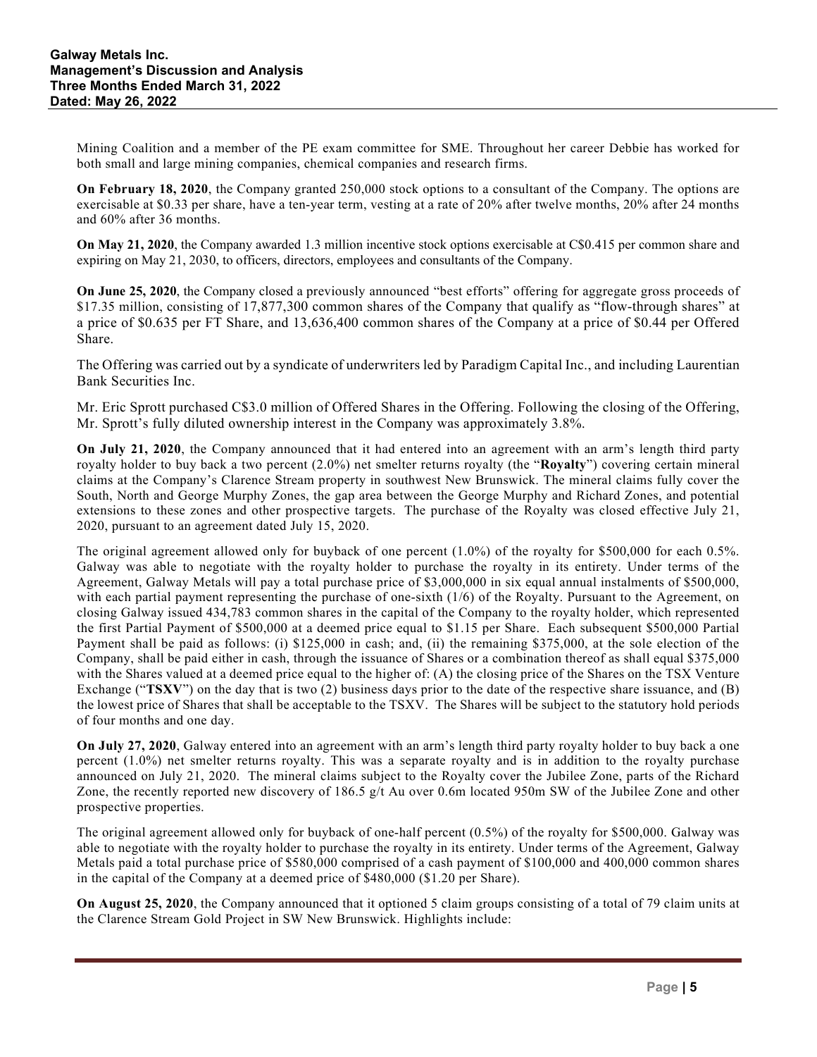Mining Coalition and a member of the PE exam committee for SME. Throughout her career Debbie has worked for both small and large mining companies, chemical companies and research firms.

**On February 18, 2020**, the Company granted 250,000 stock options to a consultant of the Company. The options are exercisable at $0.33 per share, have a ten-year term, vesting at a rate of 20% after twelve months, 20% after 24 months and 60% after 36 months.

**On May 21, 2020**, the Company awarded 1.3 million incentive stock options exercisable at C$0.415 per common share and expiring on May 21, 2030, to officers, directors, employees and consultants of the Company.

**On June 25, 2020**, the Company closed a previously announced "best efforts" offering for aggregate gross proceeds of $17.35 million, consisting of 17,877,300 common shares of the Company that qualify as "flow-through shares" at a price of $0.635 per FT Share, and 13,636,400 common shares of the Company at a price of $0.44 per Offered Share.

The Offering was carried out by a syndicate of underwriters led by Paradigm Capital Inc., and including Laurentian Bank Securities Inc.

Mr. Eric Sprott purchased C$3.0 million of Offered Shares in the Offering. Following the closing of the Offering, Mr. Sprott's fully diluted ownership interest in the Company was approximately 3.8%.

**On July 21, 2020**, the Company announced that it had entered into an agreement with an arm's length third party royalty holder to buy back a two percent (2.0%) net smelter returns royalty (the "**Royalty**") covering certain mineral claims at the Company's Clarence Stream property in southwest New Brunswick. The mineral claims fully cover the South, North and George Murphy Zones, the gap area between the George Murphy and Richard Zones, and potential extensions to these zones and other prospective targets. The purchase of the Royalty was closed effective July 21, 2020, pursuant to an agreement dated July 15, 2020.

The original agreement allowed only for buyback of one percent (1.0%) of the royalty for $500,000 for each 0.5%. Galway was able to negotiate with the royalty holder to purchase the royalty in its entirety. Under terms of the Agreement, Galway Metals will pay a total purchase price of $3,000,000 in six equal annual instalments of $500,000, with each partial payment representing the purchase of one-sixth (1/6) of the Royalty. Pursuant to the Agreement, on closing Galway issued 434,783 common shares in the capital of the Company to the royalty holder, which represented the first Partial Payment of $500,000 at a deemed price equal to $1.15 per Share. Each subsequent $500,000 Partial Payment shall be paid as follows: (i) $125,000 in cash; and, (ii) the remaining $375,000, at the sole election of the Company, shall be paid either in cash, through the issuance of Shares or a combination thereof as shall equal $375,000 with the Shares valued at a deemed price equal to the higher of: (A) the closing price of the Shares on the TSX Venture Exchange ("**TSXV**") on the day that is two (2) business days prior to the date of the respective share issuance, and (B) the lowest price of Shares that shall be acceptable to the TSXV. The Shares will be subject to the statutory hold periods of four months and one day.

**On July 27, 2020**, Galway entered into an agreement with an arm's length third party royalty holder to buy back a one percent (1.0%) net smelter returns royalty. This was a separate royalty and is in addition to the royalty purchase announced on July 21, 2020. The mineral claims subject to the Royalty cover the Jubilee Zone, parts of the Richard Zone, the recently reported new discovery of 186.5 g/t Au over 0.6m located 950m SW of the Jubilee Zone and other prospective properties.

The original agreement allowed only for buyback of one-half percent (0.5%) of the royalty for $500,000. Galway was able to negotiate with the royalty holder to purchase the royalty in its entirety. Under terms of the Agreement, Galway Metals paid a total purchase price of $580,000 comprised of a cash payment of $100,000 and 400,000 common shares in the capital of the Company at a deemed price of $480,000 ($1.20 per Share).

**On August 25, 2020**, the Company announced that it optioned 5 claim groups consisting of a total of 79 claim units at the Clarence Stream Gold Project in SW New Brunswick. Highlights include: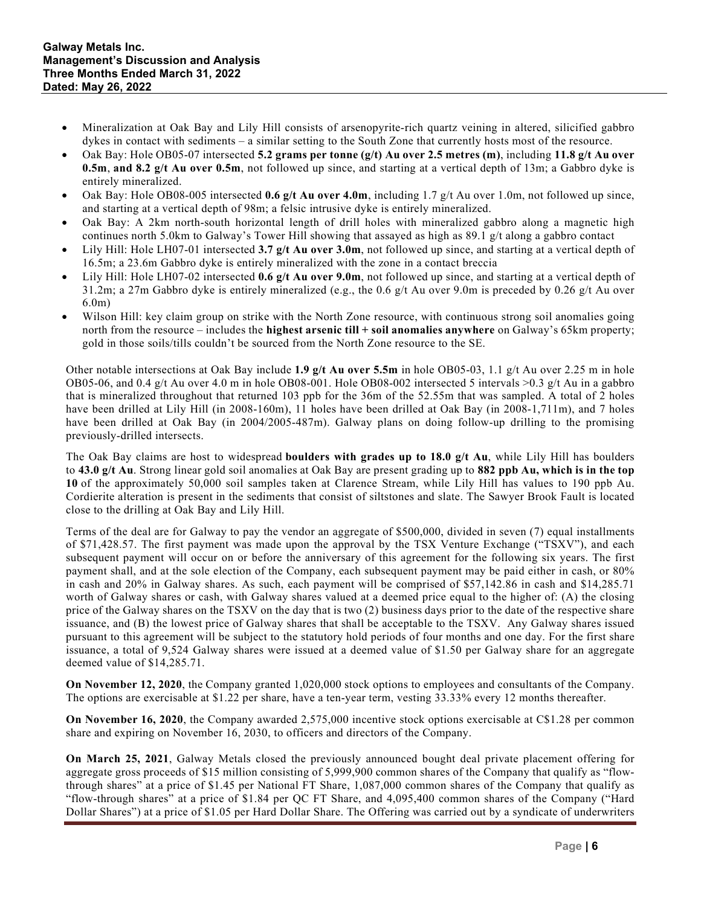- Mineralization at Oak Bay and Lily Hill consists of arsenopyrite-rich quartz veining in altered, silicified gabbro dykes in contact with sediments – a similar setting to the South Zone that currently hosts most of the resource.
- Oak Bay: Hole OB05-07 intersected **5.2 grams per tonne (g/t) Au over 2.5 metres (m)**, including **11.8 g/t Au over 0.5m**, **and 8.2 g/t Au over 0.5m**, not followed up since, and starting at a vertical depth of 13m; a Gabbro dyke is entirely mineralized.
- Oak Bay: Hole OB08-005 intersected **0.6 g/t Au over 4.0m**, including 1.7 g/t Au over 1.0m, not followed up since, and starting at a vertical depth of 98m; a felsic intrusive dyke is entirely mineralized.
- Oak Bay: A 2km north-south horizontal length of drill holes with mineralized gabbro along a magnetic high continues north 5.0km to Galway's Tower Hill showing that assayed as high as 89.1 g/t along a gabbro contact
- Lily Hill: Hole LH07-01 intersected **3.7 g/t Au over 3.0m**, not followed up since, and starting at a vertical depth of 16.5m; a 23.6m Gabbro dyke is entirely mineralized with the zone in a contact breccia
- Lily Hill: Hole LH07-02 intersected **0.6 g/t Au over 9.0m**, not followed up since, and starting at a vertical depth of 31.2m; a 27m Gabbro dyke is entirely mineralized (e.g., the 0.6 g/t Au over 9.0m is preceded by 0.26 g/t Au over 6.0m)
- Wilson Hill: key claim group on strike with the North Zone resource, with continuous strong soil anomalies going north from the resource – includes the **highest arsenic till + soil anomalies anywhere** on Galway's 65km property; gold in those soils/tills couldn't be sourced from the North Zone resource to the SE.

Other notable intersections at Oak Bay include **1.9 g/t Au over 5.5m** in hole OB05-03, 1.1 g/t Au over 2.25 m in hole OB05-06, and 0.4 g/t Au over 4.0 m in hole OB08-001. Hole OB08-002 intersected 5 intervals >0.3 g/t Au in a gabbro that is mineralized throughout that returned 103 ppb for the 36m of the 52.55m that was sampled. A total of 2 holes have been drilled at Lily Hill (in 2008-160m), 11 holes have been drilled at Oak Bay (in 2008-1,711m), and 7 holes have been drilled at Oak Bay (in 2004/2005-487m). Galway plans on doing follow-up drilling to the promising previously-drilled intersects.

The Oak Bay claims are host to widespread **boulders with grades up to 18.0 g/t Au**, while Lily Hill has boulders to **43.0 g/t Au**. Strong linear gold soil anomalies at Oak Bay are present grading up to **882 ppb Au, which is in the top 10** of the approximately 50,000 soil samples taken at Clarence Stream, while Lily Hill has values to 190 ppb Au. Cordierite alteration is present in the sediments that consist of siltstones and slate. The Sawyer Brook Fault is located close to the drilling at Oak Bay and Lily Hill.

Terms of the deal are for Galway to pay the vendor an aggregate of $500,000, divided in seven (7) equal installments of $71,428.57. The first payment was made upon the approval by the TSX Venture Exchange ("TSXV"), and each subsequent payment will occur on or before the anniversary of this agreement for the following six years. The first payment shall, and at the sole election of the Company, each subsequent payment may be paid either in cash, or 80% in cash and 20% in Galway shares. As such, each payment will be comprised of $57,142.86 in cash and $14,285.71 worth of Galway shares or cash, with Galway shares valued at a deemed price equal to the higher of: (A) the closing price of the Galway shares on the TSXV on the day that is two (2) business days prior to the date of the respective share issuance, and (B) the lowest price of Galway shares that shall be acceptable to the TSXV. Any Galway shares issued pursuant to this agreement will be subject to the statutory hold periods of four months and one day. For the first share issuance, a total of 9,524 Galway shares were issued at a deemed value of $1.50 per Galway share for an aggregate deemed value of $14,285.71.

**On November 12, 2020**, the Company granted 1,020,000 stock options to employees and consultants of the Company. The options are exercisable at $1.22 per share, have a ten-year term, vesting 33.33% every 12 months thereafter.

**On November 16, 2020**, the Company awarded 2,575,000 incentive stock options exercisable at C$1.28 per common share and expiring on November 16, 2030, to officers and directors of the Company.

**On March 25, 2021**, Galway Metals closed the previously announced bought deal private placement offering for aggregate gross proceeds of $15 million consisting of 5,999,900 common shares of the Company that qualify as "flow-through shares" at a price of $1.45 per National FT Share, 1,087,000 common shares of the Company that qualify as "flow-through shares" at a price of $1.84 per QC FT Share, and 4,095,400 common shares of the Company ("Hard Dollar Shares") at a price of $1.05 per Hard Dollar Share. The Offering was carried out by a syndicate of underwriters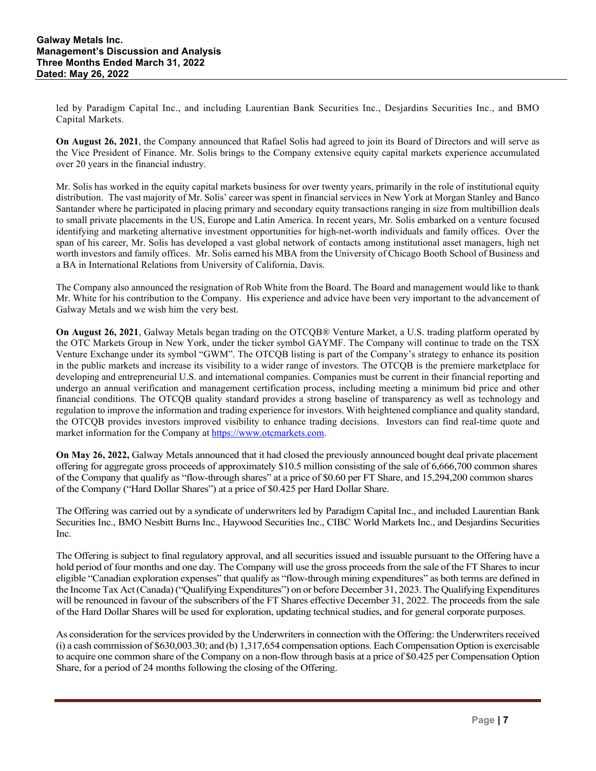led by Paradigm Capital Inc., and including Laurentian Bank Securities Inc., Desjardins Securities Inc., and BMO Capital Markets.

**On August 26, 2021**, the Company announced that Rafael Solis had agreed to join its Board of Directors and will serve as the Vice President of Finance. Mr. Solis brings to the Company extensive equity capital markets experience accumulated over 20 years in the financial industry.

Mr. Solis has worked in the equity capital markets business for over twenty years, primarily in the role of institutional equity distribution. The vast majority of Mr. Solis' career was spent in financial services in New York at Morgan Stanley and Banco Santander where he participated in placing primary and secondary equity transactions ranging in size from multibillion deals to small private placements in the US, Europe and Latin America. In recent years, Mr. Solis embarked on a venture focused identifying and marketing alternative investment opportunities for high-net-worth individuals and family offices. Over the span of his career, Mr. Solis has developed a vast global network of contacts among institutional asset managers, high net worth investors and family offices. Mr. Solis earned his MBA from the University of Chicago Booth School of Business and a BA in International Relations from University of California, Davis.

The Company also announced the resignation of Rob White from the Board. The Board and management would like to thank Mr. White for his contribution to the Company. His experience and advice have been very important to the advancement of Galway Metals and we wish him the very best.

**On August 26, 2021**, Galway Metals began trading on the OTCQB® Venture Market, a U.S. trading platform operated by the OTC Markets Group in New York, under the ticker symbol GAYMF. The Company will continue to trade on the TSX Venture Exchange under its symbol "GWM". The OTCQB listing is part of the Company's strategy to enhance its position in the public markets and increase its visibility to a wider range of investors. The OTCQB is the premiere marketplace for developing and entrepreneurial U.S. and international companies. Companies must be current in their financial reporting and undergo an annual verification and management certification process, including meeting a minimum bid price and other financial conditions. The OTCQB quality standard provides a strong baseline of transparency as well as technology and regulation to improve the information and trading experience for investors. With heightened compliance and quality standard, the OTCQB provides investors improved visibility to enhance trading decisions. Investors can find real-time quote and market information for the Company at https://www.otcmarkets.com.

**On May 26, 2022,** Galway Metals announced that it had closed the previously announced bought deal private placement offering for aggregate gross proceeds of approximately $10.5 million consisting of the sale of 6,666,700 common shares of the Company that qualify as "flow-through shares" at a price of $0.60 per FT Share, and 15,294,200 common shares of the Company ("Hard Dollar Shares") at a price of $0.425 per Hard Dollar Share.

The Offering was carried out by a syndicate of underwriters led by Paradigm Capital Inc., and included Laurentian Bank Securities Inc., BMO Nesbitt Burns Inc., Haywood Securities Inc., CIBC World Markets Inc., and Desjardins Securities Inc.

The Offering is subject to final regulatory approval, and all securities issued and issuable pursuant to the Offering have a hold period of four months and one day. The Company will use the gross proceeds from the sale of the FT Shares to incur eligible "Canadian exploration expenses" that qualify as "flow-through mining expenditures" as both terms are defined in the Income Tax Act (Canada) ("Qualifying Expenditures") on or before December 31, 2023. The Qualifying Expenditures will be renounced in favour of the subscribers of the FT Shares effective December 31, 2022. The proceeds from the sale of the Hard Dollar Shares will be used for exploration, updating technical studies, and for general corporate purposes.

As consideration for the services provided by the Underwriters in connection with the Offering: the Underwriters received (i) a cash commission of $630,003.30; and (b) 1,317,654 compensation options. Each Compensation Option is exercisable to acquire one common share of the Company on a non-flow through basis at a price of $0.425 per Compensation Option Share, for a period of 24 months following the closing of the Offering.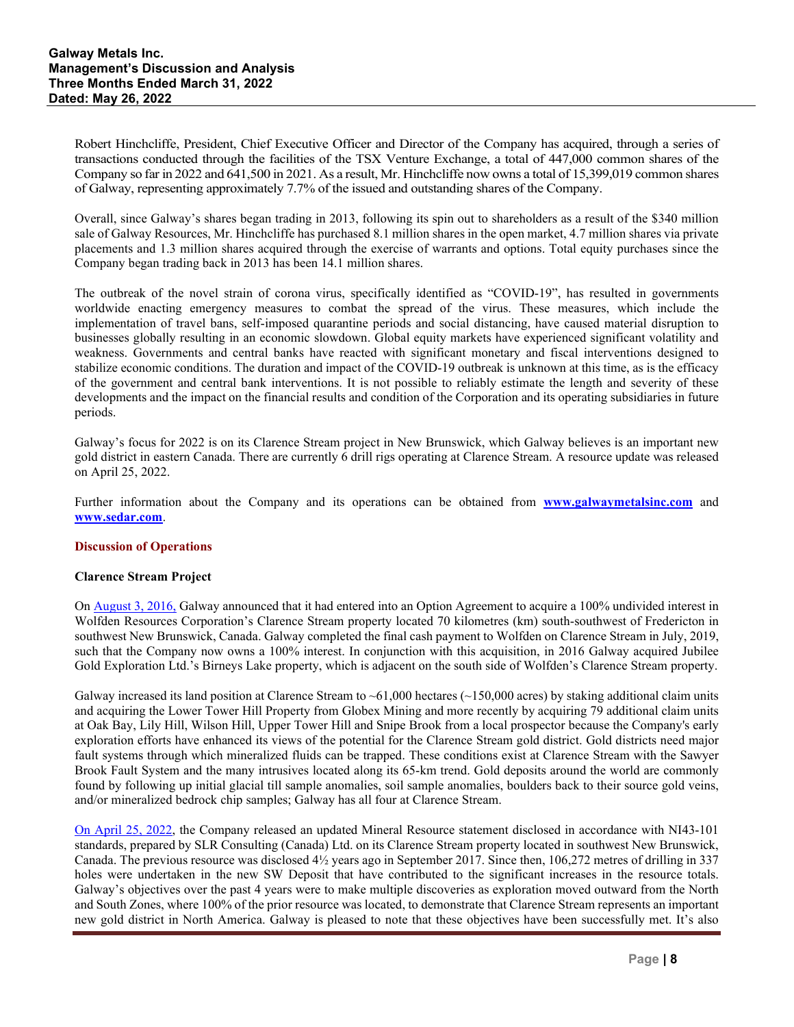Robert Hinchcliffe, President, Chief Executive Officer and Director of the Company has acquired, through a series of transactions conducted through the facilities of the TSX Venture Exchange, a total of 447,000 common shares of the Company so far in 2022 and 641,500 in 2021. As a result, Mr. Hinchcliffe now owns a total of 15,399,019 common shares of Galway, representing approximately 7.7% of the issued and outstanding shares of the Company.

Overall, since Galway's shares began trading in 2013, following its spin out to shareholders as a result of the $340 million sale of Galway Resources, Mr. Hinchcliffe has purchased 8.1 million shares in the open market, 4.7 million shares via private placements and 1.3 million shares acquired through the exercise of warrants and options. Total equity purchases since the Company began trading back in 2013 has been 14.1 million shares.

The outbreak of the novel strain of corona virus, specifically identified as "COVID-19", has resulted in governments worldwide enacting emergency measures to combat the spread of the virus. These measures, which include the implementation of travel bans, self-imposed quarantine periods and social distancing, have caused material disruption to businesses globally resulting in an economic slowdown. Global equity markets have experienced significant volatility and weakness. Governments and central banks have reacted with significant monetary and fiscal interventions designed to stabilize economic conditions. The duration and impact of the COVID-19 outbreak is unknown at this time, as is the efficacy of the government and central bank interventions. It is not possible to reliably estimate the length and severity of these developments and the impact on the financial results and condition of the Corporation and its operating subsidiaries in future periods.

Galway's focus for 2022 is on its Clarence Stream project in New Brunswick, which Galway believes is an important new gold district in eastern Canada. There are currently 6 drill rigs operating at Clarence Stream. A resource update was released on April 25, 2022.

Further information about the Company and its operations can be obtained from **www.galwaymetalsinc.com** and **www.sedar.com**.

## Discussion of Operations

### Clarence Stream Project

On August 3, 2016, Galway announced that it had entered into an Option Agreement to acquire a 100% undivided interest in Wolfden Resources Corporation's Clarence Stream property located 70 kilometres (km) south-southwest of Fredericton in southwest New Brunswick, Canada. Galway completed the final cash payment to Wolfden on Clarence Stream in July, 2019, such that the Company now owns a 100% interest. In conjunction with this acquisition, in 2016 Galway acquired Jubilee Gold Exploration Ltd.'s Birneys Lake property, which is adjacent on the south side of Wolfden's Clarence Stream property.

Galway increased its land position at Clarence Stream to ~61,000 hectares (~150,000 acres) by staking additional claim units and acquiring the Lower Tower Hill Property from Globex Mining and more recently by acquiring 79 additional claim units at Oak Bay, Lily Hill, Wilson Hill, Upper Tower Hill and Snipe Brook from a local prospector because the Company's early exploration efforts have enhanced its views of the potential for the Clarence Stream gold district. Gold districts need major fault systems through which mineralized fluids can be trapped. These conditions exist at Clarence Stream with the Sawyer Brook Fault System and the many intrusives located along its 65-km trend. Gold deposits around the world are commonly found by following up initial glacial till sample anomalies, soil sample anomalies, boulders back to their source gold veins, and/or mineralized bedrock chip samples; Galway has all four at Clarence Stream.

On April 25, 2022, the Company released an updated Mineral Resource statement disclosed in accordance with NI43-101 standards, prepared by SLR Consulting (Canada) Ltd. on its Clarence Stream property located in southwest New Brunswick, Canada. The previous resource was disclosed 4½ years ago in September 2017. Since then, 106,272 metres of drilling in 337 holes were undertaken in the new SW Deposit that have contributed to the significant increases in the resource totals. Galway's objectives over the past 4 years were to make multiple discoveries as exploration moved outward from the North and South Zones, where 100% of the prior resource was located, to demonstrate that Clarence Stream represents an important new gold district in North America. Galway is pleased to note that these objectives have been successfully met. It's also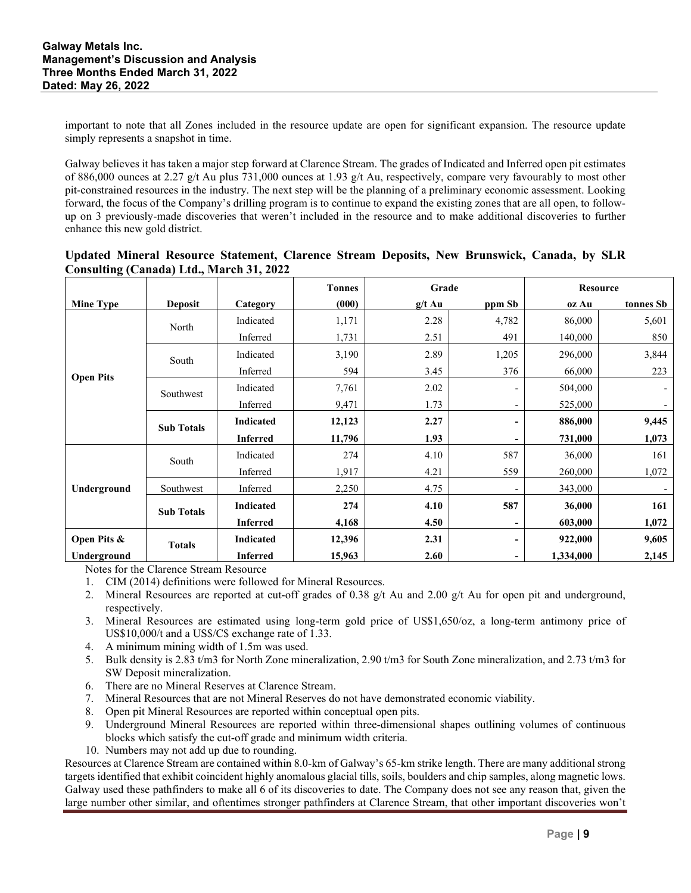important to note that all Zones included in the resource update are open for significant expansion. The resource update simply represents a snapshot in time.

Galway believes it has taken a major step forward at Clarence Stream. The grades of Indicated and Inferred open pit estimates of 886,000 ounces at 2.27 g/t Au plus 731,000 ounces at 1.93 g/t Au, respectively, compare very favourably to most other pit-constrained resources in the industry. The next step will be the planning of a preliminary economic assessment. Looking forward, the focus of the Company's drilling program is to continue to expand the existing zones that are all open, to follow-up on 3 previously-made discoveries that weren't included in the resource and to make additional discoveries to further enhance this new gold district.

**Updated Mineral Resource Statement, Clarence Stream Deposits, New Brunswick, Canada, by SLR Consulting (Canada) Ltd., March 31, 2022**

| | | | Tonnes | Grade | | Resource | |
|---|---|---|---|---|---|---|---|
| **Mine Type** | **Deposit** | **Category** | **(000)** | **g/t Au** | **ppm Sb** | **oz Au** | **tonnes Sb** |
| **Open Pits** | North | Indicated | 1,171 | 2.28 | 4,782 | 86,000 | 5,601 |
| | | Inferred | 1,731 | 2.51 | 491 | 140,000 | 850 |
| | South | Indicated | 3,190 | 2.89 | 1,205 | 296,000 | 3,844 |
| | | Inferred | 594 | 3.45 | 376 | 66,000 | 223 |
| | Southwest | Indicated | 7,761 | 2.02 | - | 504,000 | - |
| | | Inferred | 9,471 | 1.73 | - | 525,000 | - |
| | **Sub Totals** | **Indicated** | **12,123** | **2.27** | **-** | **886,000** | **9,445** |
| | | **Inferred** | **11,796** | **1.93** | **-** | **731,000** | **1,073** |
| **Underground** | South | Indicated | 274 | 4.10 | 587 | 36,000 | 161 |
| | | Inferred | 1,917 | 4.21 | 559 | 260,000 | 1,072 |
| | Southwest | Inferred | 2,250 | 4.75 | - | 343,000 | - |
| | **Sub Totals** | **Indicated** | **274** | **4.10** | **587** | **36,000** | **161** |
| | | **Inferred** | **4,168** | **4.50** | **-** | **603,000** | **1,072** |
| **Open Pits & Underground** | **Totals** | **Indicated** | **12,396** | **2.31** | **-** | **922,000** | **9,605** |
| | | **Inferred** | **15,963** | **2.60** | **-** | **1,334,000** | **2,145** |

Notes for the Clarence Stream Resource

1. CIM (2014) definitions were followed for Mineral Resources.
2. Mineral Resources are reported at cut-off grades of 0.38 g/t Au and 2.00 g/t Au for open pit and underground, respectively.
3. Mineral Resources are estimated using long-term gold price of US$1,650/oz, a long-term antimony price of US$10,000/t and a US$/C$ exchange rate of 1.33.
4. A minimum mining width of 1.5m was used.
5. Bulk density is 2.83 t/m3 for North Zone mineralization, 2.90 t/m3 for South Zone mineralization, and 2.73 t/m3 for SW Deposit mineralization.
6. There are no Mineral Reserves at Clarence Stream.
7. Mineral Resources that are not Mineral Reserves do not have demonstrated economic viability.
8. Open pit Mineral Resources are reported within conceptual open pits.
9. Underground Mineral Resources are reported within three-dimensional shapes outlining volumes of continuous blocks which satisfy the cut-off grade and minimum width criteria.
10. Numbers may not add up due to rounding.

Resources at Clarence Stream are contained within 8.0-km of Galway's 65-km strike length. There are many additional strong targets identified that exhibit coincident highly anomalous glacial tills, soils, boulders and chip samples, along magnetic lows. Galway used these pathfinders to make all 6 of its discoveries to date. The Company does not see any reason that, given the large number other similar, and oftentimes stronger pathfinders at Clarence Stream, that other important discoveries won't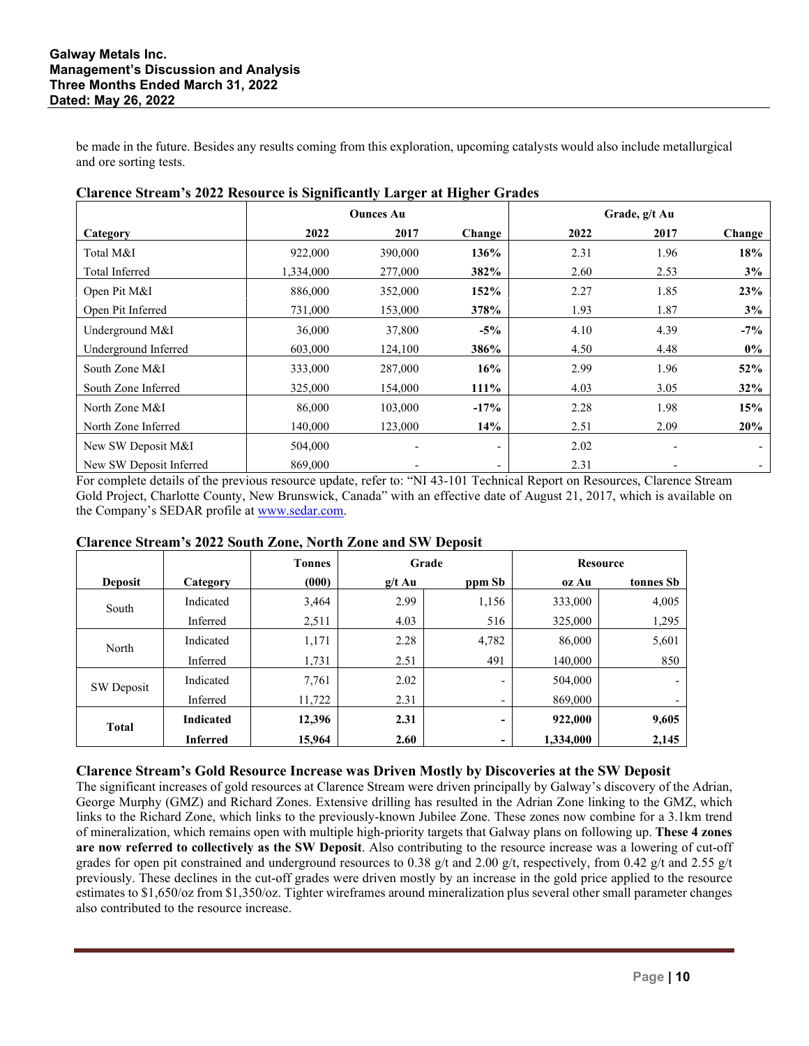be made in the future. Besides any results coming from this exploration, upcoming catalysts would also include metallurgical and ore sorting tests.

**Clarence Stream's 2022 Resource is Significantly Larger at Higher Grades**

| | Ounces Au | | | Grade, g/t Au | | |
|---|---|---|---|---|---|---|
| **Category** | **2022** | **2017** | **Change** | **2022** | **2017** | **Change** |
| Total M&I | 922,000 | 390,000 | **136%** | 2.31 | 1.96 | **18%** |
| Total Inferred | 1,334,000 | 277,000 | **382%** | 2.60 | 2.53 | **3%** |
| Open Pit M&I | 886,000 | 352,000 | **152%** | 2.27 | 1.85 | **23%** |
| Open Pit Inferred | 731,000 | 153,000 | **378%** | 1.93 | 1.87 | **3%** |
| Underground M&I | 36,000 | 37,800 | **-5%** | 4.10 | 4.39 | **-7%** |
| Underground Inferred | 603,000 | 124,100 | **386%** | 4.50 | 4.48 | **0%** |
| South Zone M&I | 333,000 | 287,000 | **16%** | 2.99 | 1.96 | **52%** |
| South Zone Inferred | 325,000 | 154,000 | **111%** | 4.03 | 3.05 | **32%** |
| North Zone M&I | 86,000 | 103,000 | **-17%** | 2.28 | 1.98 | **15%** |
| North Zone Inferred | 140,000 | 123,000 | **14%** | 2.51 | 2.09 | **20%** |
| New SW Deposit M&I | 504,000 | - | - | 2.02 | - | - |
| New SW Deposit Inferred | 869,000 | - | - | 2.31 | - | - |

For complete details of the previous resource update, refer to: "NI 43-101 Technical Report on Resources, Clarence Stream Gold Project, Charlotte County, New Brunswick, Canada" with an effective date of August 21, 2017, which is available on the Company's SEDAR profile at www.sedar.com.

**Clarence Stream's 2022 South Zone, North Zone and SW Deposit**

| | | Tonnes | Grade | | Resource | |
|---|---|---|---|---|---|---|
| **Deposit** | **Category** | **(000)** | **g/t Au** | **ppm Sb** | **oz Au** | **tonnes Sb** |
| South | Indicated | 3,464 | 2.99 | 1,156 | 333,000 | 4,005 |
| | Inferred | 2,511 | 4.03 | 516 | 325,000 | 1,295 |
| North | Indicated | 1,171 | 2.28 | 4,782 | 86,000 | 5,601 |
| | Inferred | 1,731 | 2.51 | 491 | 140,000 | 850 |
| SW Deposit | Indicated | 7,761 | 2.02 | - | 504,000 | - |
| | Inferred | 11,722 | 2.31 | - | 869,000 | - |
| **Total** | **Indicated** | **12,396** | **2.31** | **-** | **922,000** | **9,605** |
| | **Inferred** | **15,964** | **2.60** | **-** | **1,334,000** | **2,145** |

### Clarence Stream's Gold Resource Increase was Driven Mostly by Discoveries at the SW Deposit

The significant increases of gold resources at Clarence Stream were driven principally by Galway's discovery of the Adrian, George Murphy (GMZ) and Richard Zones. Extensive drilling has resulted in the Adrian Zone linking to the GMZ, which links to the Richard Zone, which links to the previously-known Jubilee Zone. These zones now combine for a 3.1km trend of mineralization, which remains open with multiple high-priority targets that Galway plans on following up. **These 4 zones are now referred to collectively as the SW Deposit**. Also contributing to the resource increase was a lowering of cut-off grades for open pit constrained and underground resources to 0.38 g/t and 2.00 g/t, respectively, from 0.42 g/t and 2.55 g/t previously. These declines in the cut-off grades were driven mostly by an increase in the gold price applied to the resource estimates to $1,650/oz from $1,350/oz. Tighter wireframes around mineralization plus several other small parameter changes also contributed to the resource increase.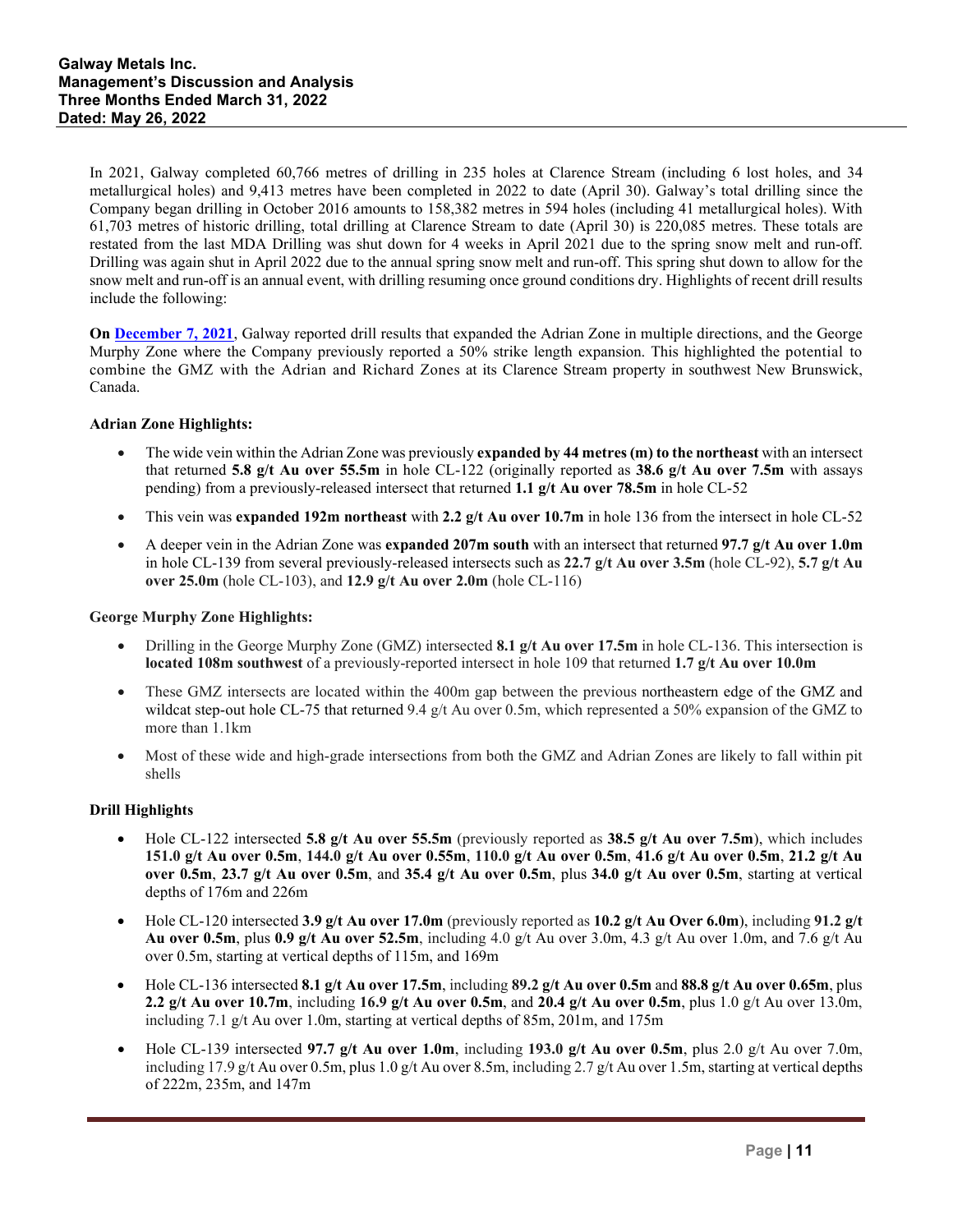In 2021, Galway completed 60,766 metres of drilling in 235 holes at Clarence Stream (including 6 lost holes, and 34 metallurgical holes) and 9,413 metres have been completed in 2022 to date (April 30). Galway's total drilling since the Company began drilling in October 2016 amounts to 158,382 metres in 594 holes (including 41 metallurgical holes). With 61,703 metres of historic drilling, total drilling at Clarence Stream to date (April 30) is 220,085 metres. These totals are restated from the last MDA Drilling was shut down for 4 weeks in April 2021 due to the spring snow melt and run-off. Drilling was again shut in April 2022 due to the annual spring snow melt and run-off. This spring shut down to allow for the snow melt and run-off is an annual event, with drilling resuming once ground conditions dry. Highlights of recent drill results include the following:

**On December 7, 2021**, Galway reported drill results that expanded the Adrian Zone in multiple directions, and the George Murphy Zone where the Company previously reported a 50% strike length expansion. This highlighted the potential to combine the GMZ with the Adrian and Richard Zones at its Clarence Stream property in southwest New Brunswick, Canada.

**Adrian Zone Highlights:**

- The wide vein within the Adrian Zone was previously **expanded by 44 metres (m) to the northeast** with an intersect that returned **5.8 g/t Au over 55.5m** in hole CL-122 (originally reported as **38.6 g/t Au over 7.5m** with assays pending) from a previously-released intersect that returned **1.1 g/t Au over 78.5m** in hole CL-52
- This vein was **expanded 192m northeast** with **2.2 g/t Au over 10.7m** in hole 136 from the intersect in hole CL-52
- A deeper vein in the Adrian Zone was **expanded 207m south** with an intersect that returned **97.7 g/t Au over 1.0m** in hole CL-139 from several previously-released intersects such as **22.7 g/t Au over 3.5m** (hole CL-92), **5.7 g/t Au over 25.0m** (hole CL-103), and **12.9 g/t Au over 2.0m** (hole CL-116)

**George Murphy Zone Highlights:**

- Drilling in the George Murphy Zone (GMZ) intersected **8.1 g/t Au over 17.5m** in hole CL-136. This intersection is **located 108m southwest** of a previously-reported intersect in hole 109 that returned **1.7 g/t Au over 10.0m**
- These GMZ intersects are located within the 400m gap between the previous northeastern edge of the GMZ and wildcat step-out hole CL-75 that returned 9.4 g/t Au over 0.5m, which represented a 50% expansion of the GMZ to more than 1.1km
- Most of these wide and high-grade intersections from both the GMZ and Adrian Zones are likely to fall within pit shells

**Drill Highlights**

- Hole CL-122 intersected **5.8 g/t Au over 55.5m** (previously reported as **38.5 g/t Au over 7.5m**), which includes **151.0 g/t Au over 0.5m**, **144.0 g/t Au over 0.55m**, **110.0 g/t Au over 0.5m**, **41.6 g/t Au over 0.5m**, **21.2 g/t Au over 0.5m**, **23.7 g/t Au over 0.5m**, and **35.4 g/t Au over 0.5m**, plus **34.0 g/t Au over 0.5m**, starting at vertical depths of 176m and 226m
- Hole CL-120 intersected **3.9 g/t Au over 17.0m** (previously reported as **10.2 g/t Au Over 6.0m**), including **91.2 g/t Au over 0.5m**, plus **0.9 g/t Au over 52.5m**, including 4.0 g/t Au over 3.0m, 4.3 g/t Au over 1.0m, and 7.6 g/t Au over 0.5m, starting at vertical depths of 115m, and 169m
- Hole CL-136 intersected **8.1 g/t Au over 17.5m**, including **89.2 g/t Au over 0.5m** and **88.8 g/t Au over 0.65m**, plus **2.2 g/t Au over 10.7m**, including **16.9 g/t Au over 0.5m**, and **20.4 g/t Au over 0.5m**, plus 1.0 g/t Au over 13.0m, including 7.1 g/t Au over 1.0m, starting at vertical depths of 85m, 201m, and 175m
- Hole CL-139 intersected **97.7 g/t Au over 1.0m**, including **193.0 g/t Au over 0.5m**, plus 2.0 g/t Au over 7.0m, including 17.9 g/t Au over 0.5m, plus 1.0 g/t Au over 8.5m, including 2.7 g/t Au over 1.5m, starting at vertical depths of 222m, 235m, and 147m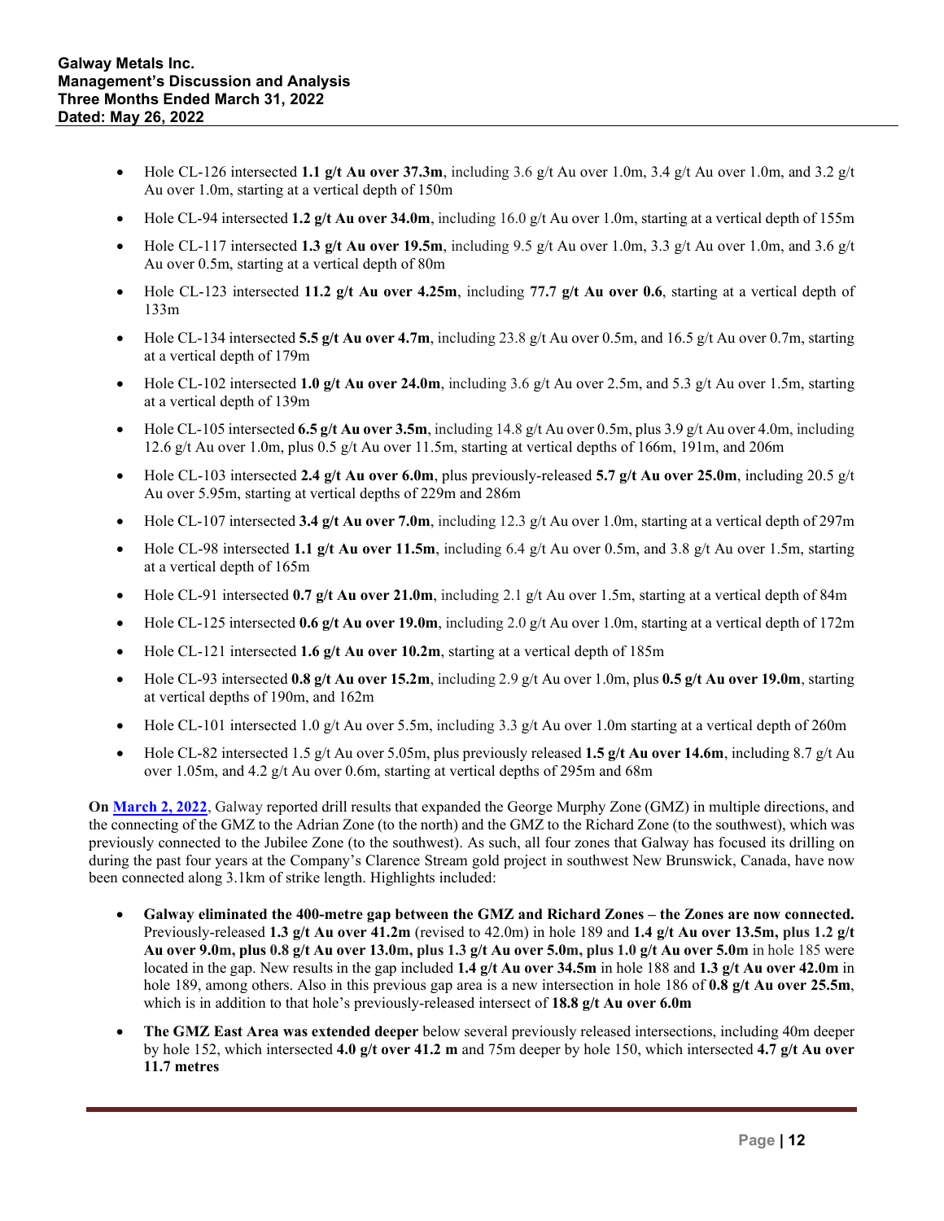- Hole CL-126 intersected **1.1 g/t Au over 37.3m**, including 3.6 g/t Au over 1.0m, 3.4 g/t Au over 1.0m, and 3.2 g/t Au over 1.0m, starting at a vertical depth of 150m
- Hole CL-94 intersected **1.2 g/t Au over 34.0m**, including 16.0 g/t Au over 1.0m, starting at a vertical depth of 155m
- Hole CL-117 intersected **1.3 g/t Au over 19.5m**, including 9.5 g/t Au over 1.0m, 3.3 g/t Au over 1.0m, and 3.6 g/t Au over 0.5m, starting at a vertical depth of 80m
- Hole CL-123 intersected **11.2 g/t Au over 4.25m**, including **77.7 g/t Au over 0.6**, starting at a vertical depth of 133m
- Hole CL-134 intersected **5.5 g/t Au over 4.7m**, including 23.8 g/t Au over 0.5m, and 16.5 g/t Au over 0.7m, starting at a vertical depth of 179m
- Hole CL-102 intersected **1.0 g/t Au over 24.0m**, including 3.6 g/t Au over 2.5m, and 5.3 g/t Au over 1.5m, starting at a vertical depth of 139m
- Hole CL-105 intersected **6.5 g/t Au over 3.5m**, including 14.8 g/t Au over 0.5m, plus 3.9 g/t Au over 4.0m, including 12.6 g/t Au over 1.0m, plus 0.5 g/t Au over 11.5m, starting at vertical depths of 166m, 191m, and 206m
- Hole CL-103 intersected **2.4 g/t Au over 6.0m**, plus previously-released **5.7 g/t Au over 25.0m**, including 20.5 g/t Au over 5.95m, starting at vertical depths of 229m and 286m
- Hole CL-107 intersected **3.4 g/t Au over 7.0m**, including 12.3 g/t Au over 1.0m, starting at a vertical depth of 297m
- Hole CL-98 intersected **1.1 g/t Au over 11.5m**, including 6.4 g/t Au over 0.5m, and 3.8 g/t Au over 1.5m, starting at a vertical depth of 165m
- Hole CL-91 intersected **0.7 g/t Au over 21.0m**, including 2.1 g/t Au over 1.5m, starting at a vertical depth of 84m
- Hole CL-125 intersected **0.6 g/t Au over 19.0m**, including 2.0 g/t Au over 1.0m, starting at a vertical depth of 172m
- Hole CL-121 intersected **1.6 g/t Au over 10.2m**, starting at a vertical depth of 185m
- Hole CL-93 intersected **0.8 g/t Au over 15.2m**, including 2.9 g/t Au over 1.0m, plus **0.5 g/t Au over 19.0m**, starting at vertical depths of 190m, and 162m
- Hole CL-101 intersected 1.0 g/t Au over 5.5m, including 3.3 g/t Au over 1.0m starting at a vertical depth of 260m
- Hole CL-82 intersected 1.5 g/t Au over 5.05m, plus previously released **1.5 g/t Au over 14.6m**, including 8.7 g/t Au over 1.05m, and 4.2 g/t Au over 0.6m, starting at vertical depths of 295m and 68m

**On March 2, 2022**, Galway reported drill results that expanded the George Murphy Zone (GMZ) in multiple directions, and the connecting of the GMZ to the Adrian Zone (to the north) and the GMZ to the Richard Zone (to the southwest), which was previously connected to the Jubilee Zone (to the southwest). As such, all four zones that Galway has focused its drilling on during the past four years at the Company's Clarence Stream gold project in southwest New Brunswick, Canada, have now been connected along 3.1km of strike length. Highlights included:

- **Galway eliminated the 400-metre gap between the GMZ and Richard Zones – the Zones are now connected.** Previously-released **1.3 g/t Au over 41.2m** (revised to 42.0m) in hole 189 and **1.4 g/t Au over 13.5m, plus 1.2 g/t Au over 9.0m, plus 0.8 g/t Au over 13.0m, plus 1.3 g/t Au over 5.0m, plus 1.0 g/t Au over 5.0m** in hole 185 were located in the gap. New results in the gap included **1.4 g/t Au over 34.5m** in hole 188 and **1.3 g/t Au over 42.0m** in hole 189, among others. Also in this previous gap area is a new intersection in hole 186 of **0.8 g/t Au over 25.5m**, which is in addition to that hole's previously-released intersect of **18.8 g/t Au over 6.0m**
- **The GMZ East Area was extended deeper** below several previously released intersections, including 40m deeper by hole 152, which intersected **4.0 g/t over 41.2 m** and 75m deeper by hole 150, which intersected **4.7 g/t Au over 11.7 metres**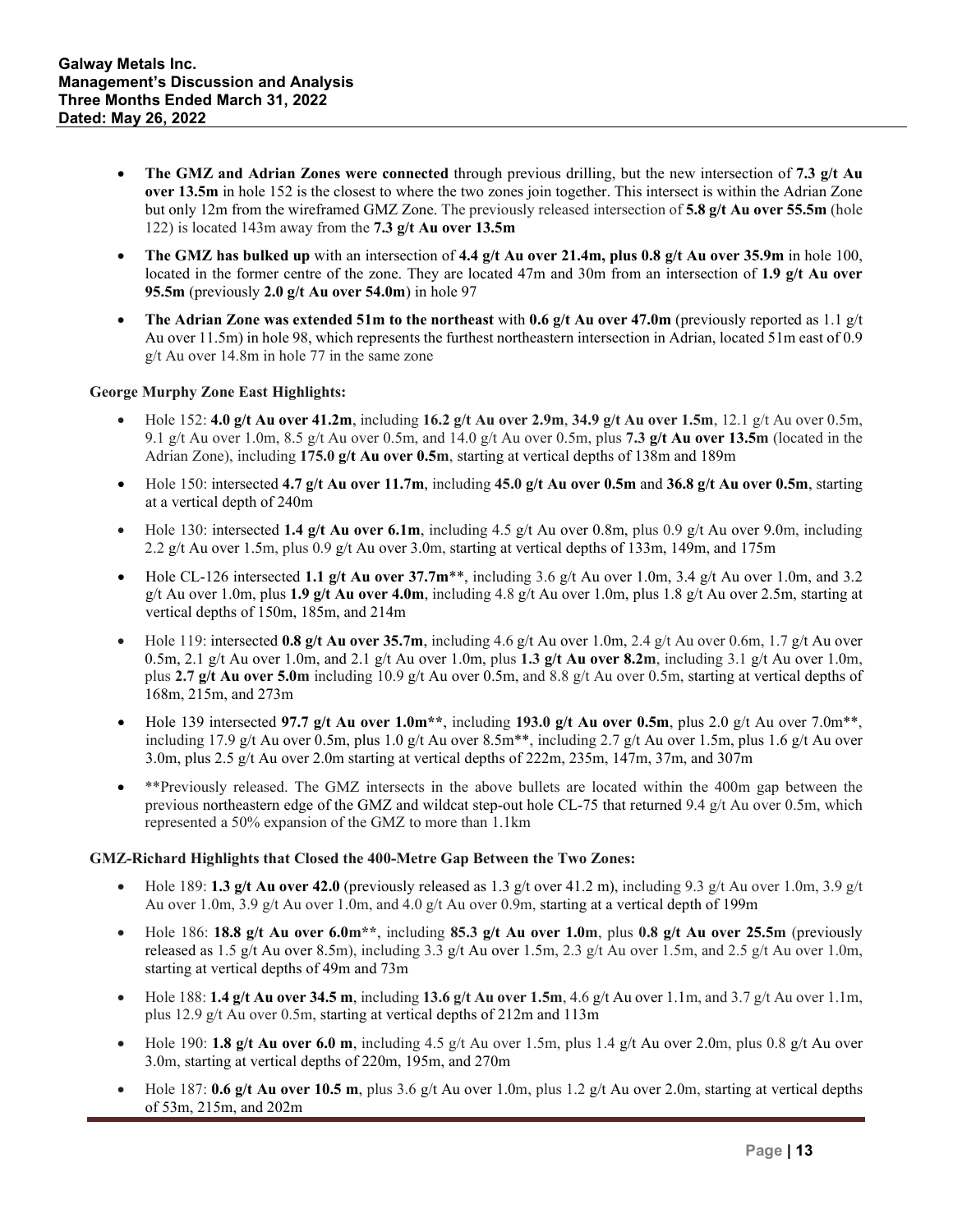- **The GMZ and Adrian Zones were connected** through previous drilling, but the new intersection of **7.3 g/t Au over 13.5m** in hole 152 is the closest to where the two zones join together. This intersect is within the Adrian Zone but only 12m from the wireframed GMZ Zone. The previously released intersection of **5.8 g/t Au over 55.5m** (hole 122) is located 143m away from the **7.3 g/t Au over 13.5m**
- **The GMZ has bulked up** with an intersection of **4.4 g/t Au over 21.4m, plus 0.8 g/t Au over 35.9m** in hole 100, located in the former centre of the zone. They are located 47m and 30m from an intersection of **1.9 g/t Au over 95.5m** (previously **2.0 g/t Au over 54.0m**) in hole 97
- **The Adrian Zone was extended 51m to the northeast** with **0.6 g/t Au over 47.0m** (previously reported as 1.1 g/t Au over 11.5m) in hole 98, which represents the furthest northeastern intersection in Adrian, located 51m east of 0.9 g/t Au over 14.8m in hole 77 in the same zone

**George Murphy Zone East Highlights:**

- Hole 152: **4.0 g/t Au over 41.2m**, including **16.2 g/t Au over 2.9m**, **34.9 g/t Au over 1.5m**, 12.1 g/t Au over 0.5m, 9.1 g/t Au over 1.0m, 8.5 g/t Au over 0.5m, and 14.0 g/t Au over 0.5m, plus **7.3 g/t Au over 13.5m** (located in the Adrian Zone), including **175.0 g/t Au over 0.5m**, starting at vertical depths of 138m and 189m
- Hole 150: intersected **4.7 g/t Au over 11.7m**, including **45.0 g/t Au over 0.5m** and **36.8 g/t Au over 0.5m**, starting at a vertical depth of 240m
- Hole 130: intersected **1.4 g/t Au over 6.1m**, including 4.5 g/t Au over 0.8m, plus 0.9 g/t Au over 9.0m, including 2.2 g/t Au over 1.5m, plus 0.9 g/t Au over 3.0m, starting at vertical depths of 133m, 149m, and 175m
- Hole CL-126 intersected **1.1 g/t Au over 37.7m**\*\*, including 3.6 g/t Au over 1.0m, 3.4 g/t Au over 1.0m, and 3.2 g/t Au over 1.0m, plus **1.9 g/t Au over 4.0m**, including 4.8 g/t Au over 1.0m, plus 1.8 g/t Au over 2.5m, starting at vertical depths of 150m, 185m, and 214m
- Hole 119: intersected **0.8 g/t Au over 35.7m**, including 4.6 g/t Au over 1.0m, 2.4 g/t Au over 0.6m, 1.7 g/t Au over 0.5m, 2.1 g/t Au over 1.0m, and 2.1 g/t Au over 1.0m, plus **1.3 g/t Au over 8.2m**, including 3.1 g/t Au over 1.0m, plus **2.7 g/t Au over 5.0m** including 10.9 g/t Au over 0.5m, and 8.8 g/t Au over 0.5m, starting at vertical depths of 168m, 215m, and 273m
- Hole 139 intersected **97.7 g/t Au over 1.0m\*\***, including **193.0 g/t Au over 0.5m**, plus 2.0 g/t Au over 7.0m\*\*, including 17.9 g/t Au over 0.5m, plus 1.0 g/t Au over 8.5m\*\*, including 2.7 g/t Au over 1.5m, plus 1.6 g/t Au over 3.0m, plus 2.5 g/t Au over 2.0m starting at vertical depths of 222m, 235m, 147m, 37m, and 307m
- \*\*Previously released. The GMZ intersects in the above bullets are located within the 400m gap between the previous northeastern edge of the GMZ and wildcat step-out hole CL-75 that returned 9.4 g/t Au over 0.5m, which represented a 50% expansion of the GMZ to more than 1.1km

**GMZ-Richard Highlights that Closed the 400-Metre Gap Between the Two Zones:**

- Hole 189: **1.3 g/t Au over 42.0** (previously released as 1.3 g/t over 41.2 m), including 9.3 g/t Au over 1.0m, 3.9 g/t Au over 1.0m, 3.9 g/t Au over 1.0m, and 4.0 g/t Au over 0.9m, starting at a vertical depth of 199m
- Hole 186: **18.8 g/t Au over 6.0m\*\***, including **85.3 g/t Au over 1.0m**, plus **0.8 g/t Au over 25.5m** (previously released as 1.5 g/t Au over 8.5m), including 3.3 g/t Au over 1.5m, 2.3 g/t Au over 1.5m, and 2.5 g/t Au over 1.0m, starting at vertical depths of 49m and 73m
- Hole 188: **1.4 g/t Au over 34.5 m**, including **13.6 g/t Au over 1.5m**, 4.6 g/t Au over 1.1m, and 3.7 g/t Au over 1.1m, plus 12.9 g/t Au over 0.5m, starting at vertical depths of 212m and 113m
- Hole 190: **1.8 g/t Au over 6.0 m**, including 4.5 g/t Au over 1.5m, plus 1.4 g/t Au over 2.0m, plus 0.8 g/t Au over 3.0m, starting at vertical depths of 220m, 195m, and 270m
- Hole 187: **0.6 g/t Au over 10.5 m**, plus 3.6 g/t Au over 1.0m, plus 1.2 g/t Au over 2.0m, starting at vertical depths of 53m, 215m, and 202m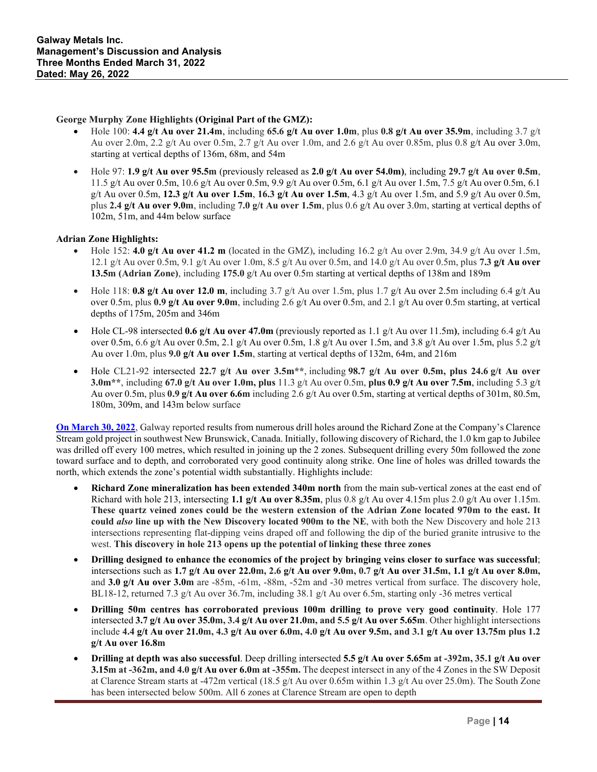**George Murphy Zone Highlights (Original Part of the GMZ):**

- Hole 100: **4.4 g/t Au over 21.4m**, including **65.6 g/t Au over 1.0m**, plus **0.8 g/t Au over 35.9m**, including 3.7 g/t Au over 2.0m, 2.2 g/t Au over 0.5m, 2.7 g/t Au over 1.0m, and 2.6 g/t Au over 0.85m, plus 0.8 g/t Au over 3.0m, starting at vertical depths of 136m, 68m, and 54m
- Hole 97: **1.9 g/t Au over 95.5m** (previously released as **2.0 g/t Au over 54.0m)**, including **29.7 g/t Au over 0.5m**, 11.5 g/t Au over 0.5m, 10.6 g/t Au over 0.5m, 9.9 g/t Au over 0.5m, 6.1 g/t Au over 1.5m, 7.5 g/t Au over 0.5m, 6.1 g/t Au over 0.5m, **12.3 g/t Au over 1.5m**, **16.3 g/t Au over 1.5m**, 4.3 g/t Au over 1.5m, and 5.9 g/t Au over 0.5m, plus **2.4 g/t Au over 9.0m**, including **7.0 g/t Au over 1.5m**, plus 0.6 g/t Au over 3.0m, starting at vertical depths of 102m, 51m, and 44m below surface

**Adrian Zone Highlights:**

- Hole 152: **4.0 g/t Au over 41.2 m** (located in the GMZ), including 16.2 g/t Au over 2.9m, 34.9 g/t Au over 1.5m, 12.1 g/t Au over 0.5m, 9.1 g/t Au over 1.0m, 8.5 g/t Au over 0.5m, and 14.0 g/t Au over 0.5m, plus **7.3 g/t Au over 13.5m (Adrian Zone)**, including **175.0** g/t Au over 0.5m starting at vertical depths of 138m and 189m
- Hole 118: **0.8 g/t Au over 12.0 m**, including 3.7 g/t Au over 1.5m, plus 1.7 g/t Au over 2.5m including 6.4 g/t Au over 0.5m, plus **0.9 g/t Au over 9.0m**, including 2.6 g/t Au over 0.5m, and 2.1 g/t Au over 0.5m starting, at vertical depths of 175m, 205m and 346m
- Hole CL-98 intersected **0.6 g/t Au over 47.0m** (previously reported as 1.1 g/t Au over 11.5m**)**, including 6.4 g/t Au over 0.5m, 6.6 g/t Au over 0.5m, 2.1 g/t Au over 0.5m, 1.8 g/t Au over 1.5m, and 3.8 g/t Au over 1.5m, plus 5.2 g/t Au over 1.0m, plus **9.0 g/t Au over 1.5m**, starting at vertical depths of 132m, 64m, and 216m
- Hole CL21-92 intersected **22.7 g/t Au over 3.5m\*\***, including **98.7 g/t Au over 0.5m, plus 24.6 g/t Au over 3.0m\*\***, including **67.0 g/t Au over 1.0m, plus** 11.3 g/t Au over 0.5m, **plus 0.9 g/t Au over 7.5m**, including 5.3 g/t Au over 0.5m, plus **0.9 g/t Au over 6.6m** including 2.6 g/t Au over 0.5m, starting at vertical depths of 301m, 80.5m, 180m, 309m, and 143m below surface

**On March 30, 2022**, Galway reported results from numerous drill holes around the Richard Zone at the Company's Clarence Stream gold project in southwest New Brunswick, Canada. Initially, following discovery of Richard, the 1.0 km gap to Jubilee was drilled off every 100 metres, which resulted in joining up the 2 zones. Subsequent drilling every 50m followed the zone toward surface and to depth, and corroborated very good continuity along strike. One line of holes was drilled towards the north, which extends the zone's potential width substantially. Highlights include:

- **Richard Zone mineralization has been extended 340m north** from the main sub-vertical zones at the east end of Richard with hole 213, intersecting **1.1 g/t Au over 8.35m**, plus 0.8 g/t Au over 4.15m plus 2.0 g/t Au over 1.15m. **These quartz veined zones could be the western extension of the Adrian Zone located 970m to the east. It could *also* line up with the New Discovery located 900m to the NE**, with both the New Discovery and hole 213 intersections representing flat-dipping veins draped off and following the dip of the buried granite intrusive to the west. **This discovery in hole 213 opens up the potential of linking these three zones**
- **Drilling designed to enhance the economics of the project by bringing veins closer to surface was successful**; intersections such as **1.7 g/t Au over 22.0m, 2.6 g/t Au over 9.0m, 0.7 g/t Au over 31.5m, 1.1 g/t Au over 8.0m,** and **3.0 g/t Au over 3.0m** are -85m, -61m, -88m, -52m and -30 metres vertical from surface. The discovery hole, BL18-12, returned 7.3 g/t Au over 36.7m, including 38.1 g/t Au over 6.5m, starting only -36 metres vertical
- **Drilling 50m centres has corroborated previous 100m drilling to prove very good continuity**. Hole 177 intersected **3.7 g/t Au over 35.0m, 3.4 g/t Au over 21.0m, and 5.5 g/t Au over 5.65m**. Other highlight intersections include **4.4 g/t Au over 21.0m, 4.3 g/t Au over 6.0m, 4.0 g/t Au over 9.5m, and 3.1 g/t Au over 13.75m plus 1.2 g/t Au over 16.8m**
- **Drilling at depth was also successful**. Deep drilling intersected **5.5 g/t Au over 5.65m at -392m, 35.1 g/t Au over 3.15m at -362m, and 4.0 g/t Au over 6.0m at -355m.** The deepest intersect in any of the 4 Zones in the SW Deposit at Clarence Stream starts at -472m vertical (18.5 g/t Au over 0.65m within 1.3 g/t Au over 25.0m). The South Zone has been intersected below 500m. All 6 zones at Clarence Stream are open to depth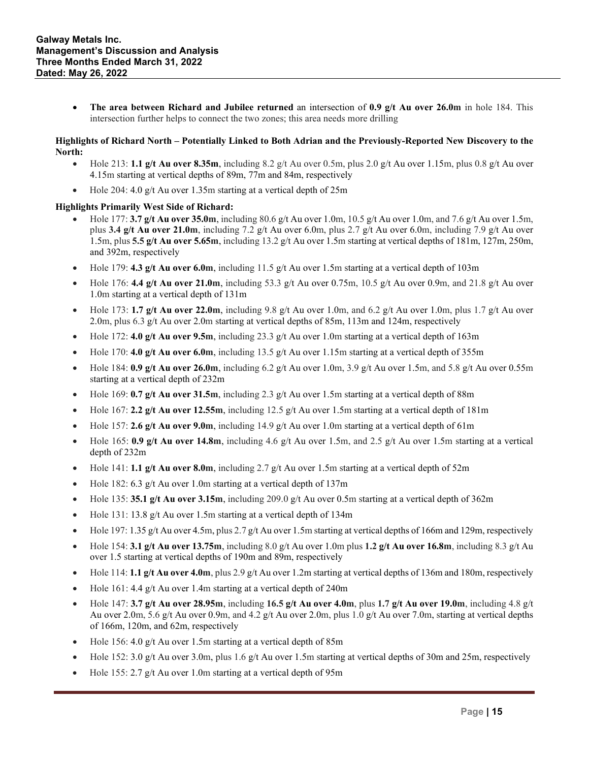- **The area between Richard and Jubilee returned** an intersection of **0.9 g/t Au over 26.0m** in hole 184. This intersection further helps to connect the two zones; this area needs more drilling

**Highlights of Richard North – Potentially Linked to Both Adrian and the Previously-Reported New Discovery to the North:**

- Hole 213: **1.1 g/t Au over 8.35m**, including 8.2 g/t Au over 0.5m, plus 2.0 g/t Au over 1.15m, plus 0.8 g/t Au over 4.15m starting at vertical depths of 89m, 77m and 84m, respectively
- Hole 204: 4.0 g/t Au over 1.35m starting at a vertical depth of 25m

**Highlights Primarily West Side of Richard:**

- Hole 177: **3.7 g/t Au over 35.0m**, including 80.6 g/t Au over 1.0m, 10.5 g/t Au over 1.0m, and 7.6 g/t Au over 1.5m, plus **3.4 g/t Au over 21.0m**, including 7.2 g/t Au over 6.0m, plus 2.7 g/t Au over 6.0m, including 7.9 g/t Au over 1.5m, plus **5.5 g/t Au over 5.65m**, including 13.2 g/t Au over 1.5m starting at vertical depths of 181m, 127m, 250m, and 392m, respectively
- Hole 179: **4.3 g/t Au over 6.0m**, including 11.5 g/t Au over 1.5m starting at a vertical depth of 103m
- Hole 176: **4.4 g/t Au over 21.0m**, including 53.3 g/t Au over 0.75m, 10.5 g/t Au over 0.9m, and 21.8 g/t Au over 1.0m starting at a vertical depth of 131m
- Hole 173: **1.7 g/t Au over 22.0m**, including 9.8 g/t Au over 1.0m, and 6.2 g/t Au over 1.0m, plus 1.7 g/t Au over 2.0m, plus 6.3 g/t Au over 2.0m starting at vertical depths of 85m, 113m and 124m, respectively
- Hole 172: **4.0 g/t Au over 9.5m**, including 23.3 g/t Au over 1.0m starting at a vertical depth of 163m
- Hole 170: **4.0 g/t Au over 6.0m**, including 13.5 g/t Au over 1.15m starting at a vertical depth of 355m
- Hole 184: **0.9 g/t Au over 26.0m**, including 6.2 g/t Au over 1.0m, 3.9 g/t Au over 1.5m, and 5.8 g/t Au over 0.55m starting at a vertical depth of 232m
- Hole 169: **0.7 g/t Au over 31.5m**, including 2.3 g/t Au over 1.5m starting at a vertical depth of 88m
- Hole 167: **2.2 g/t Au over 12.55m**, including 12.5 g/t Au over 1.5m starting at a vertical depth of 181m
- Hole 157: **2.6 g/t Au over 9.0m**, including 14.9 g/t Au over 1.0m starting at a vertical depth of 61m
- Hole 165: **0.9 g/t Au over 14.8m**, including 4.6 g/t Au over 1.5m, and 2.5 g/t Au over 1.5m starting at a vertical depth of 232m
- Hole 141: **1.1 g/t Au over 8.0m**, including 2.7 g/t Au over 1.5m starting at a vertical depth of 52m
- Hole 182: 6.3 g/t Au over 1.0m starting at a vertical depth of 137m
- Hole 135: **35.1 g/t Au over 3.15m**, including 209.0 g/t Au over 0.5m starting at a vertical depth of 362m
- Hole 131: 13.8 g/t Au over 1.5m starting at a vertical depth of 134m
- Hole 197: 1.35 g/t Au over 4.5m, plus 2.7 g/t Au over 1.5m starting at vertical depths of 166m and 129m, respectively
- Hole 154: **3.1 g/t Au over 13.75m**, including 8.0 g/t Au over 1.0m plus **1.2 g/t Au over 16.8m**, including 8.3 g/t Au over 1.5 starting at vertical depths of 190m and 89m, respectively
- Hole 114: **1.1 g/t Au over 4.0m**, plus 2.9 g/t Au over 1.2m starting at vertical depths of 136m and 180m, respectively
- Hole 161: 4.4 g/t Au over 1.4m starting at a vertical depth of 240m
- Hole 147: **3.7 g/t Au over 28.95m**, including **16.5 g/t Au over 4.0m**, plus **1.7 g/t Au over 19.0m**, including 4.8 g/t Au over 2.0m, 5.6 g/t Au over 0.9m, and 4.2 g/t Au over 2.0m, plus 1.0 g/t Au over 7.0m, starting at vertical depths of 166m, 120m, and 62m, respectively
- Hole 156: 4.0 g/t Au over 1.5m starting at a vertical depth of 85m
- Hole 152: 3.0 g/t Au over 3.0m, plus 1.6 g/t Au over 1.5m starting at vertical depths of 30m and 25m, respectively
- Hole 155: 2.7 g/t Au over 1.0m starting at a vertical depth of 95m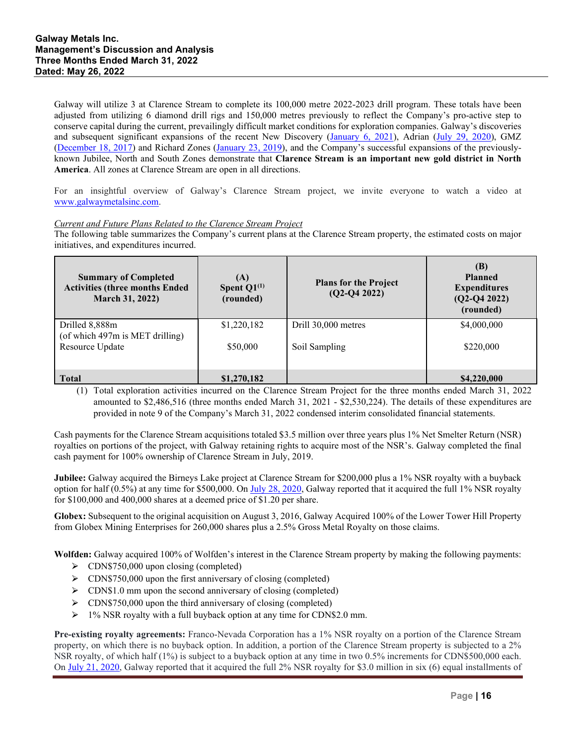Galway will utilize 3 at Clarence Stream to complete its 100,000 metre 2022-2023 drill program. These totals have been adjusted from utilizing 6 diamond drill rigs and 150,000 metres previously to reflect the Company's pro-active step to conserve capital during the current, prevailingly difficult market conditions for exploration companies. Galway's discoveries and subsequent significant expansions of the recent New Discovery (January 6, 2021), Adrian (July 29, 2020), GMZ (December 18, 2017) and Richard Zones (January 23, 2019), and the Company's successful expansions of the previously-known Jubilee, North and South Zones demonstrate that **Clarence Stream is an important new gold district in North America**. All zones at Clarence Stream are open in all directions.

For an insightful overview of Galway's Clarence Stream project, we invite everyone to watch a video at www.galwaymetalsinc.com.

*Current and Future Plans Related to the Clarence Stream Project*

The following table summarizes the Company's current plans at the Clarence Stream property, the estimated costs on major initiatives, and expenditures incurred.

| Summary of Completed Activities (three months Ended March 31, 2022) | (A) Spent Q1[1] (rounded) | Plans for the Project (Q2-Q4 2022) | (B) Planned Expenditures (Q2-Q4 2022) (rounded) |
|---|---|---|---|
| Drilled 8,888m (of which 497m is MET drilling) | $1,220,182 | Drill 30,000 metres | $4,000,000 |
| Resource Update | $50,000 | Soil Sampling | $220,000 |
| **Total** | **$1,270,182** | | **$4,220,000** |

(1) Total exploration activities incurred on the Clarence Stream Project for the three months ended March 31, 2022 amounted to $2,486,516 (three months ended March 31, 2021 - $2,530,224). The details of these expenditures are provided in note 9 of the Company's March 31, 2022 condensed interim consolidated financial statements.

Cash payments for the Clarence Stream acquisitions totaled $3.5 million over three years plus 1% Net Smelter Return (NSR) royalties on portions of the project, with Galway retaining rights to acquire most of the NSR's. Galway completed the final cash payment for 100% ownership of Clarence Stream in July, 2019.

**Jubilee:** Galway acquired the Birneys Lake project at Clarence Stream for $200,000 plus a 1% NSR royalty with a buyback option for half (0.5%) at any time for $500,000. On July 28, 2020, Galway reported that it acquired the full 1% NSR royalty for $100,000 and 400,000 shares at a deemed price of $1.20 per share.

**Globex:** Subsequent to the original acquisition on August 3, 2016, Galway Acquired 100% of the Lower Tower Hill Property from Globex Mining Enterprises for 260,000 shares plus a 2.5% Gross Metal Royalty on those claims.

**Wolfden:** Galway acquired 100% of Wolfden's interest in the Clarence Stream property by making the following payments:

- CDN$750,000 upon closing (completed)
- CDN$750,000 upon the first anniversary of closing (completed)
- CDN$1.0 mm upon the second anniversary of closing (completed)
- CDN$750,000 upon the third anniversary of closing (completed)
- 1% NSR royalty with a full buyback option at any time for CDN$2.0 mm.

**Pre-existing royalty agreements:** Franco-Nevada Corporation has a 1% NSR royalty on a portion of the Clarence Stream property, on which there is no buyback option. In addition, a portion of the Clarence Stream property is subjected to a 2% NSR royalty, of which half (1%) is subject to a buyback option at any time in two 0.5% increments for CDN$500,000 each. On July 21, 2020, Galway reported that it acquired the full 2% NSR royalty for $3.0 million in six (6) equal installments of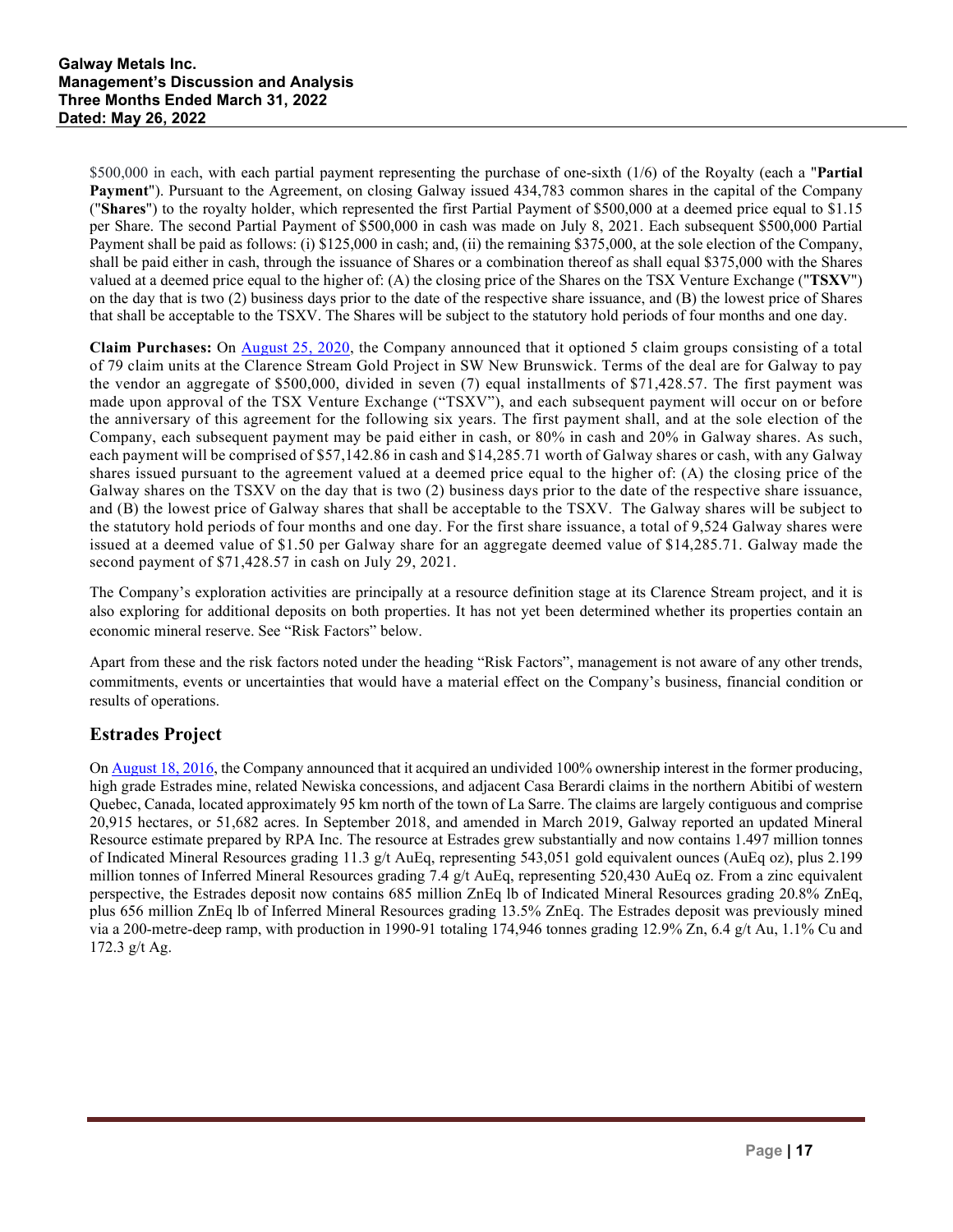$500,000 in each, with each partial payment representing the purchase of one-sixth (1/6) of the Royalty (each a "**Partial Payment**"). Pursuant to the Agreement, on closing Galway issued 434,783 common shares in the capital of the Company ("**Shares**") to the royalty holder, which represented the first Partial Payment of $500,000 at a deemed price equal to $1.15 per Share. The second Partial Payment of $500,000 in cash was made on July 8, 2021. Each subsequent $500,000 Partial Payment shall be paid as follows: (i) $125,000 in cash; and, (ii) the remaining $375,000, at the sole election of the Company, shall be paid either in cash, through the issuance of Shares or a combination thereof as shall equal $375,000 with the Shares valued at a deemed price equal to the higher of: (A) the closing price of the Shares on the TSX Venture Exchange ("**TSXV**") on the day that is two (2) business days prior to the date of the respective share issuance, and (B) the lowest price of Shares that shall be acceptable to the TSXV. The Shares will be subject to the statutory hold periods of four months and one day.

**Claim Purchases:** On August 25, 2020, the Company announced that it optioned 5 claim groups consisting of a total of 79 claim units at the Clarence Stream Gold Project in SW New Brunswick. Terms of the deal are for Galway to pay the vendor an aggregate of $500,000, divided in seven (7) equal installments of $71,428.57. The first payment was made upon approval of the TSX Venture Exchange ("TSXV"), and each subsequent payment will occur on or before the anniversary of this agreement for the following six years. The first payment shall, and at the sole election of the Company, each subsequent payment may be paid either in cash, or 80% in cash and 20% in Galway shares. As such, each payment will be comprised of $57,142.86 in cash and $14,285.71 worth of Galway shares or cash, with any Galway shares issued pursuant to the agreement valued at a deemed price equal to the higher of: (A) the closing price of the Galway shares on the TSXV on the day that is two (2) business days prior to the date of the respective share issuance, and (B) the lowest price of Galway shares that shall be acceptable to the TSXV. The Galway shares will be subject to the statutory hold periods of four months and one day. For the first share issuance, a total of 9,524 Galway shares were issued at a deemed value of $1.50 per Galway share for an aggregate deemed value of $14,285.71. Galway made the second payment of $71,428.57 in cash on July 29, 2021.

The Company's exploration activities are principally at a resource definition stage at its Clarence Stream project, and it is also exploring for additional deposits on both properties. It has not yet been determined whether its properties contain an economic mineral reserve. See "Risk Factors" below.

Apart from these and the risk factors noted under the heading "Risk Factors", management is not aware of any other trends, commitments, events or uncertainties that would have a material effect on the Company's business, financial condition or results of operations.

## Estrades Project

On August 18, 2016, the Company announced that it acquired an undivided 100% ownership interest in the former producing, high grade Estrades mine, related Newiska concessions, and adjacent Casa Berardi claims in the northern Abitibi of western Quebec, Canada, located approximately 95 km north of the town of La Sarre. The claims are largely contiguous and comprise 20,915 hectares, or 51,682 acres. In September 2018, and amended in March 2019, Galway reported an updated Mineral Resource estimate prepared by RPA Inc. The resource at Estrades grew substantially and now contains 1.497 million tonnes of Indicated Mineral Resources grading 11.3 g/t AuEq, representing 543,051 gold equivalent ounces (AuEq oz), plus 2.199 million tonnes of Inferred Mineral Resources grading 7.4 g/t AuEq, representing 520,430 AuEq oz. From a zinc equivalent perspective, the Estrades deposit now contains 685 million ZnEq lb of Indicated Mineral Resources grading 20.8% ZnEq, plus 656 million ZnEq lb of Inferred Mineral Resources grading 13.5% ZnEq. The Estrades deposit was previously mined via a 200-metre-deep ramp, with production in 1990-91 totaling 174,946 tonnes grading 12.9% Zn, 6.4 g/t Au, 1.1% Cu and 172.3 g/t Ag.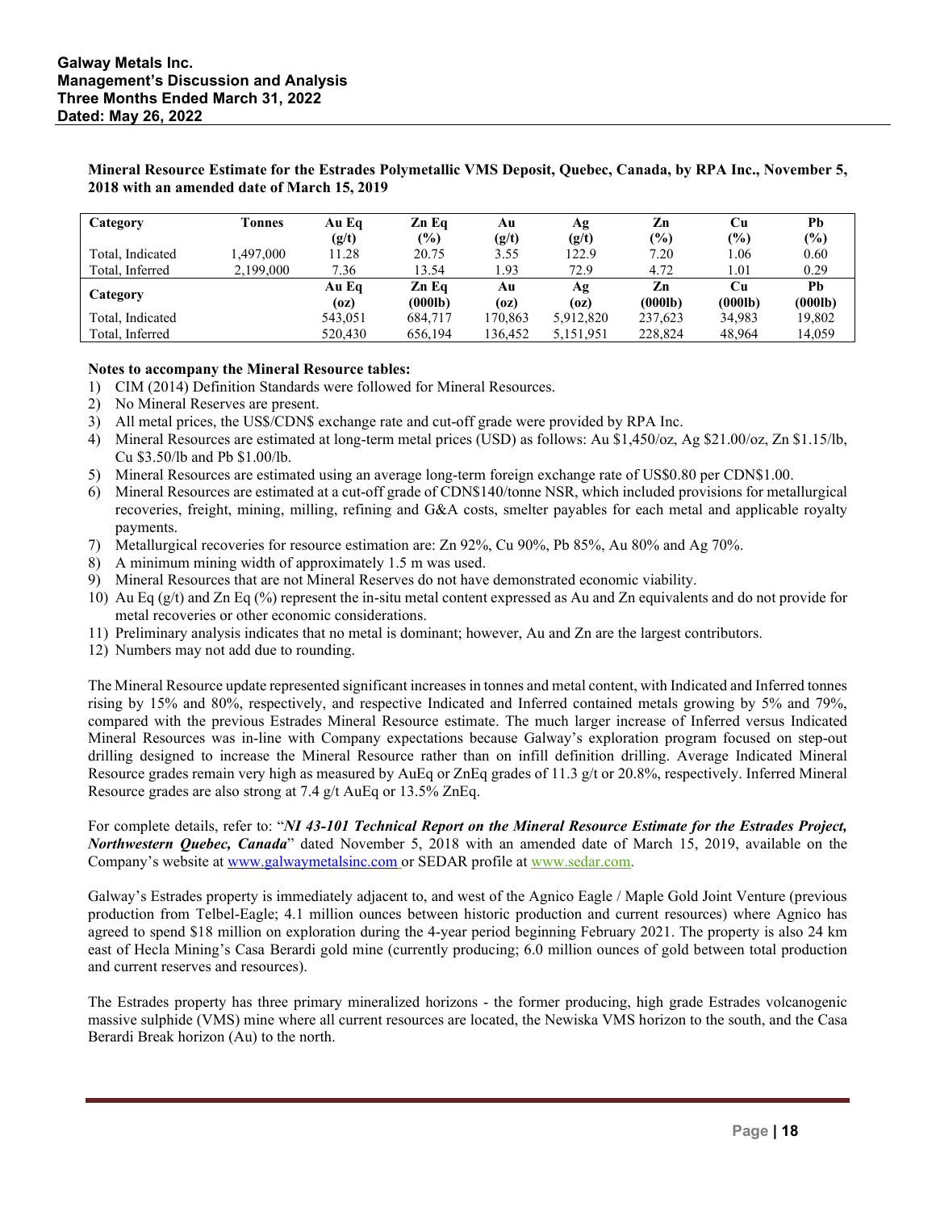**Mineral Resource Estimate for the Estrades Polymetallic VMS Deposit, Quebec, Canada, by RPA Inc., November 5, 2018 with an amended date of March 15, 2019**

| Category | Tonnes | Au Eq (g/t) | Zn Eq (%) | Au (g/t) | Ag (g/t) | Zn (%) | Cu (%) | Pb (%) |
|---|---|---|---|---|---|---|---|---|
| Total, Indicated | 1,497,000 | 11.28 | 20.75 | 3.55 | 122.9 | 7.20 | 1.06 | 0.60 |
| Total, Inferred | 2,199,000 | 7.36 | 13.54 | 1.93 | 72.9 | 4.72 | 1.01 | 0.29 |
| **Category** | | **Au Eq (oz)** | **Zn Eq (000lb)** | **Au (oz)** | **Ag (oz)** | **Zn (000lb)** | **Cu (000lb)** | **Pb (000lb)** |
| Total, Indicated | | 543,051 | 684,717 | 170,863 | 5,912,820 | 237,623 | 34,983 | 19,802 |
| Total, Inferred | | 520,430 | 656,194 | 136,452 | 5,151,951 | 228,824 | 48,964 | 14,059 |

**Notes to accompany the Mineral Resource tables:**

1) CIM (2014) Definition Standards were followed for Mineral Resources.
2) No Mineral Reserves are present.
3) All metal prices, the US$/CDN$ exchange rate and cut-off grade were provided by RPA Inc.
4) Mineral Resources are estimated at long-term metal prices (USD) as follows: Au $1,450/oz, Ag $21.00/oz, Zn $1.15/lb, Cu $3.50/lb and Pb $1.00/lb.
5) Mineral Resources are estimated using an average long-term foreign exchange rate of US$0.80 per CDN$1.00.
6) Mineral Resources are estimated at a cut-off grade of CDN$140/tonne NSR, which included provisions for metallurgical recoveries, freight, mining, milling, refining and G&A costs, smelter payables for each metal and applicable royalty payments.
7) Metallurgical recoveries for resource estimation are: Zn 92%, Cu 90%, Pb 85%, Au 80% and Ag 70%.
8) A minimum mining width of approximately 1.5 m was used.
9) Mineral Resources that are not Mineral Reserves do not have demonstrated economic viability.
10) Au Eq (g/t) and Zn Eq (%) represent the in-situ metal content expressed as Au and Zn equivalents and do not provide for metal recoveries or other economic considerations.
11) Preliminary analysis indicates that no metal is dominant; however, Au and Zn are the largest contributors.
12) Numbers may not add due to rounding.

The Mineral Resource update represented significant increases in tonnes and metal content, with Indicated and Inferred tonnes rising by 15% and 80%, respectively, and respective Indicated and Inferred contained metals growing by 5% and 79%, compared with the previous Estrades Mineral Resource estimate. The much larger increase of Inferred versus Indicated Mineral Resources was in-line with Company expectations because Galway's exploration program focused on step-out drilling designed to increase the Mineral Resource rather than on infill definition drilling. Average Indicated Mineral Resource grades remain very high as measured by AuEq or ZnEq grades of 11.3 g/t or 20.8%, respectively. Inferred Mineral Resource grades are also strong at 7.4 g/t AuEq or 13.5% ZnEq.

For complete details, refer to: "***NI 43-101 Technical Report on the Mineral Resource Estimate for the Estrades Project, Northwestern Quebec, Canada***" dated November 5, 2018 with an amended date of March 15, 2019, available on the Company's website at www.galwaymetalsinc.com or SEDAR profile at www.sedar.com.

Galway's Estrades property is immediately adjacent to, and west of the Agnico Eagle / Maple Gold Joint Venture (previous production from Telbel-Eagle; 4.1 million ounces between historic production and current resources) where Agnico has agreed to spend $18 million on exploration during the 4-year period beginning February 2021. The property is also 24 km east of Hecla Mining's Casa Berardi gold mine (currently producing; 6.0 million ounces of gold between total production and current reserves and resources).

The Estrades property has three primary mineralized horizons - the former producing, high grade Estrades volcanogenic massive sulphide (VMS) mine where all current resources are located, the Newiska VMS horizon to the south, and the Casa Berardi Break horizon (Au) to the north.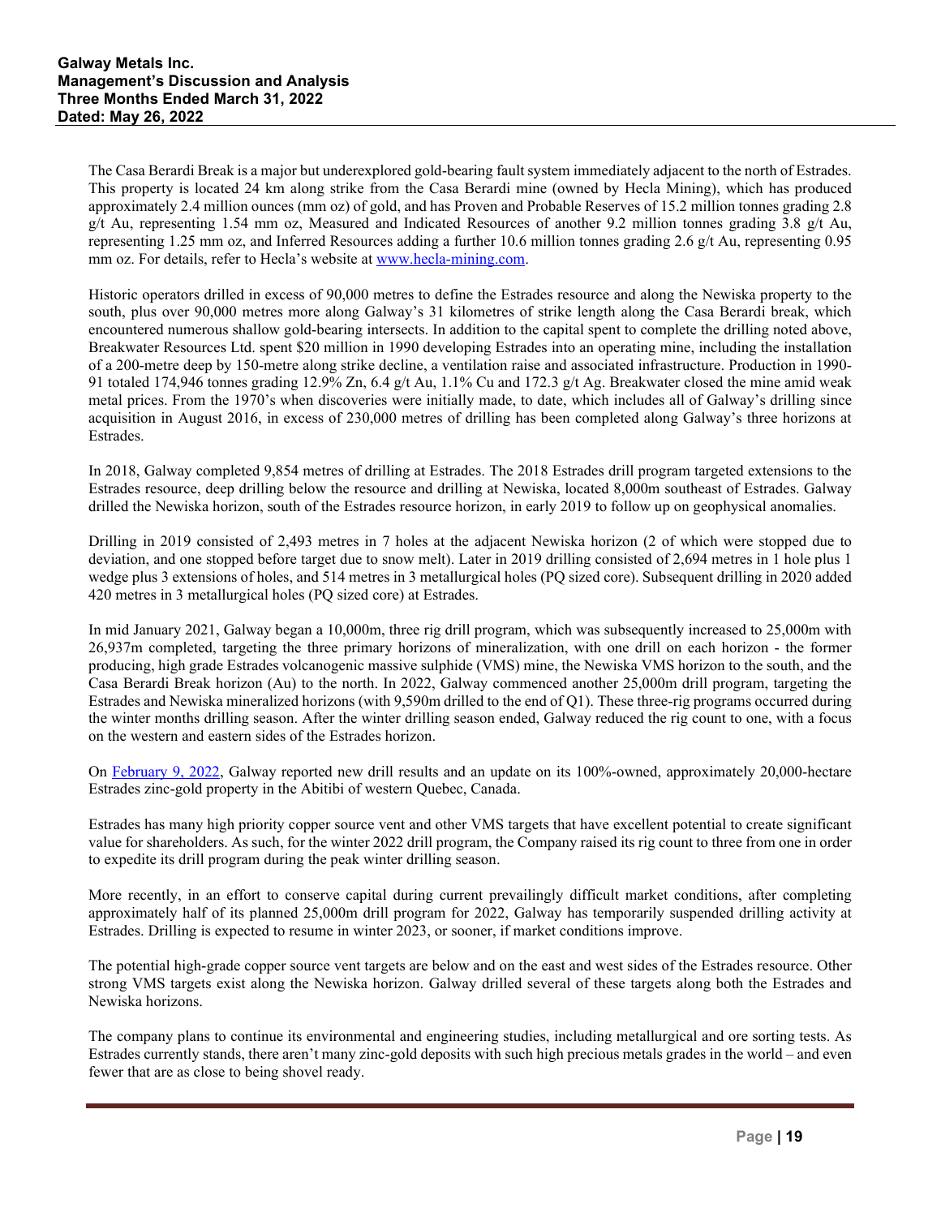The Casa Berardi Break is a major but underexplored gold-bearing fault system immediately adjacent to the north of Estrades. This property is located 24 km along strike from the Casa Berardi mine (owned by Hecla Mining), which has produced approximately 2.4 million ounces (mm oz) of gold, and has Proven and Probable Reserves of 15.2 million tonnes grading 2.8 g/t Au, representing 1.54 mm oz, Measured and Indicated Resources of another 9.2 million tonnes grading 3.8 g/t Au, representing 1.25 mm oz, and Inferred Resources adding a further 10.6 million tonnes grading 2.6 g/t Au, representing 0.95 mm oz. For details, refer to Hecla's website at [www.hecla-mining.com](www.hecla-mining.com).

Historic operators drilled in excess of 90,000 metres to define the Estrades resource and along the Newiska property to the south, plus over 90,000 metres more along Galway's 31 kilometres of strike length along the Casa Berardi break, which encountered numerous shallow gold-bearing intersects. In addition to the capital spent to complete the drilling noted above, Breakwater Resources Ltd. spent $20 million in 1990 developing Estrades into an operating mine, including the installation of a 200-metre deep by 150-metre along strike decline, a ventilation raise and associated infrastructure. Production in 1990-91 totaled 174,946 tonnes grading 12.9% Zn, 6.4 g/t Au, 1.1% Cu and 172.3 g/t Ag. Breakwater closed the mine amid weak metal prices. From the 1970's when discoveries were initially made, to date, which includes all of Galway's drilling since acquisition in August 2016, in excess of 230,000 metres of drilling has been completed along Galway's three horizons at Estrades.

In 2018, Galway completed 9,854 metres of drilling at Estrades. The 2018 Estrades drill program targeted extensions to the Estrades resource, deep drilling below the resource and drilling at Newiska, located 8,000m southeast of Estrades. Galway drilled the Newiska horizon, south of the Estrades resource horizon, in early 2019 to follow up on geophysical anomalies.

Drilling in 2019 consisted of 2,493 metres in 7 holes at the adjacent Newiska horizon (2 of which were stopped due to deviation, and one stopped before target due to snow melt). Later in 2019 drilling consisted of 2,694 metres in 1 hole plus 1 wedge plus 3 extensions of holes, and 514 metres in 3 metallurgical holes (PQ sized core). Subsequent drilling in 2020 added 420 metres in 3 metallurgical holes (PQ sized core) at Estrades.

In mid January 2021, Galway began a 10,000m, three rig drill program, which was subsequently increased to 25,000m with 26,937m completed, targeting the three primary horizons of mineralization, with one drill on each horizon - the former producing, high grade Estrades volcanogenic massive sulphide (VMS) mine, the Newiska VMS horizon to the south, and the Casa Berardi Break horizon (Au) to the north. In 2022, Galway commenced another 25,000m drill program, targeting the Estrades and Newiska mineralized horizons (with 9,590m drilled to the end of Q1). These three-rig programs occurred during the winter months drilling season. After the winter drilling season ended, Galway reduced the rig count to one, with a focus on the western and eastern sides of the Estrades horizon.

On [February 9, 2022](February 9, 2022), Galway reported new drill results and an update on its 100%-owned, approximately 20,000-hectare Estrades zinc-gold property in the Abitibi of western Quebec, Canada.

Estrades has many high priority copper source vent and other VMS targets that have excellent potential to create significant value for shareholders. As such, for the winter 2022 drill program, the Company raised its rig count to three from one in order to expedite its drill program during the peak winter drilling season.

More recently, in an effort to conserve capital during current prevailingly difficult market conditions, after completing approximately half of its planned 25,000m drill program for 2022, Galway has temporarily suspended drilling activity at Estrades. Drilling is expected to resume in winter 2023, or sooner, if market conditions improve.

The potential high-grade copper source vent targets are below and on the east and west sides of the Estrades resource. Other strong VMS targets exist along the Newiska horizon. Galway drilled several of these targets along both the Estrades and Newiska horizons.

The company plans to continue its environmental and engineering studies, including metallurgical and ore sorting tests. As Estrades currently stands, there aren't many zinc-gold deposits with such high precious metals grades in the world – and even fewer that are as close to being shovel ready.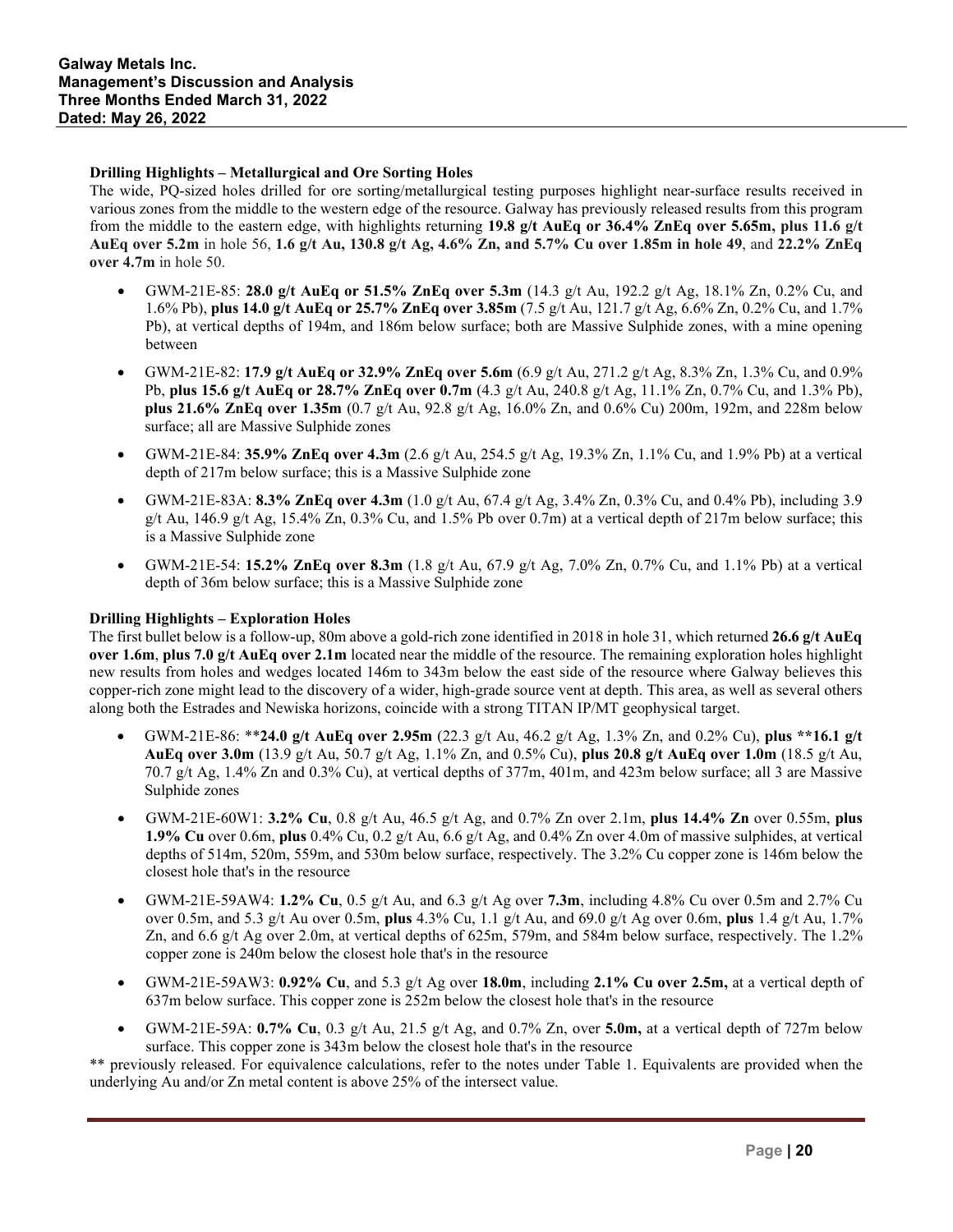**Drilling Highlights – Metallurgical and Ore Sorting Holes**

The wide, PQ-sized holes drilled for ore sorting/metallurgical testing purposes highlight near-surface results received in various zones from the middle to the western edge of the resource. Galway has previously released results from this program from the middle to the eastern edge, with highlights returning **19.8 g/t AuEq or 36.4% ZnEq over 5.65m, plus 11.6 g/t AuEq over 5.2m** in hole 56, **1.6 g/t Au, 130.8 g/t Ag, 4.6% Zn, and 5.7% Cu over 1.85m in hole 49**, and **22.2% ZnEq over 4.7m** in hole 50.

- GWM-21E-85: **28.0 g/t AuEq or 51.5% ZnEq over 5.3m** (14.3 g/t Au, 192.2 g/t Ag, 18.1% Zn, 0.2% Cu, and 1.6% Pb), **plus 14.0 g/t AuEq or 25.7% ZnEq over 3.85m** (7.5 g/t Au, 121.7 g/t Ag, 6.6% Zn, 0.2% Cu, and 1.7% Pb), at vertical depths of 194m, and 186m below surface; both are Massive Sulphide zones, with a mine opening between
- GWM-21E-82: **17.9 g/t AuEq or 32.9% ZnEq over 5.6m** (6.9 g/t Au, 271.2 g/t Ag, 8.3% Zn, 1.3% Cu, and 0.9% Pb, **plus 15.6 g/t AuEq or 28.7% ZnEq over 0.7m** (4.3 g/t Au, 240.8 g/t Ag, 11.1% Zn, 0.7% Cu, and 1.3% Pb), **plus 21.6% ZnEq over 1.35m** (0.7 g/t Au, 92.8 g/t Ag, 16.0% Zn, and 0.6% Cu) 200m, 192m, and 228m below surface; all are Massive Sulphide zones
- GWM-21E-84: **35.9% ZnEq over 4.3m** (2.6 g/t Au, 254.5 g/t Ag, 19.3% Zn, 1.1% Cu, and 1.9% Pb) at a vertical depth of 217m below surface; this is a Massive Sulphide zone
- GWM-21E-83A: **8.3% ZnEq over 4.3m** (1.0 g/t Au, 67.4 g/t Ag, 3.4% Zn, 0.3% Cu, and 0.4% Pb), including 3.9 g/t Au, 146.9 g/t Ag, 15.4% Zn, 0.3% Cu, and 1.5% Pb over 0.7m) at a vertical depth of 217m below surface; this is a Massive Sulphide zone
- GWM-21E-54: **15.2% ZnEq over 8.3m** (1.8 g/t Au, 67.9 g/t Ag, 7.0% Zn, 0.7% Cu, and 1.1% Pb) at a vertical depth of 36m below surface; this is a Massive Sulphide zone

**Drilling Highlights – Exploration Holes**

The first bullet below is a follow-up, 80m above a gold-rich zone identified in 2018 in hole 31, which returned **26.6 g/t AuEq over 1.6m**, **plus 7.0 g/t AuEq over 2.1m** located near the middle of the resource. The remaining exploration holes highlight new results from holes and wedges located 146m to 343m below the east side of the resource where Galway believes this copper-rich zone might lead to the discovery of a wider, high-grade source vent at depth. This area, as well as several others along both the Estrades and Newiska horizons, coincide with a strong TITAN IP/MT geophysical target.

- GWM-21E-86: ****24.0 g/t AuEq over 2.95m** (22.3 g/t Au, 46.2 g/t Ag, 1.3% Zn, and 0.2% Cu), **plus **16.1 g/t AuEq over 3.0m** (13.9 g/t Au, 50.7 g/t Ag, 1.1% Zn, and 0.5% Cu), **plus 20.8 g/t AuEq over 1.0m** (18.5 g/t Au, 70.7 g/t Ag, 1.4% Zn and 0.3% Cu), at vertical depths of 377m, 401m, and 423m below surface; all 3 are Massive Sulphide zones
- GWM-21E-60W1: **3.2% Cu**, 0.8 g/t Au, 46.5 g/t Ag, and 0.7% Zn over 2.1m, **plus 14.4% Zn** over 0.55m, **plus 1.9% Cu** over 0.6m, **plus** 0.4% Cu, 0.2 g/t Au, 6.6 g/t Ag, and 0.4% Zn over 4.0m of massive sulphides, at vertical depths of 514m, 520m, 559m, and 530m below surface, respectively. The 3.2% Cu copper zone is 146m below the closest hole that's in the resource
- GWM-21E-59AW4: **1.2% Cu**, 0.5 g/t Au, and 6.3 g/t Ag over **7.3m**, including 4.8% Cu over 0.5m and 2.7% Cu over 0.5m, and 5.3 g/t Au over 0.5m, **plus** 4.3% Cu, 1.1 g/t Au, and 69.0 g/t Ag over 0.6m, **plus** 1.4 g/t Au, 1.7% Zn, and 6.6 g/t Ag over 2.0m, at vertical depths of 625m, 579m, and 584m below surface, respectively. The 1.2% copper zone is 240m below the closest hole that's in the resource
- GWM-21E-59AW3: **0.92% Cu**, and 5.3 g/t Ag over **18.0m**, including **2.1% Cu over 2.5m,** at a vertical depth of 637m below surface. This copper zone is 252m below the closest hole that's in the resource
- GWM-21E-59A: **0.7% Cu**, 0.3 g/t Au, 21.5 g/t Ag, and 0.7% Zn, over **5.0m,** at a vertical depth of 727m below surface. This copper zone is 343m below the closest hole that's in the resource

** previously released. For equivalence calculations, refer to the notes under Table 1. Equivalents are provided when the underlying Au and/or Zn metal content is above 25% of the intersect value.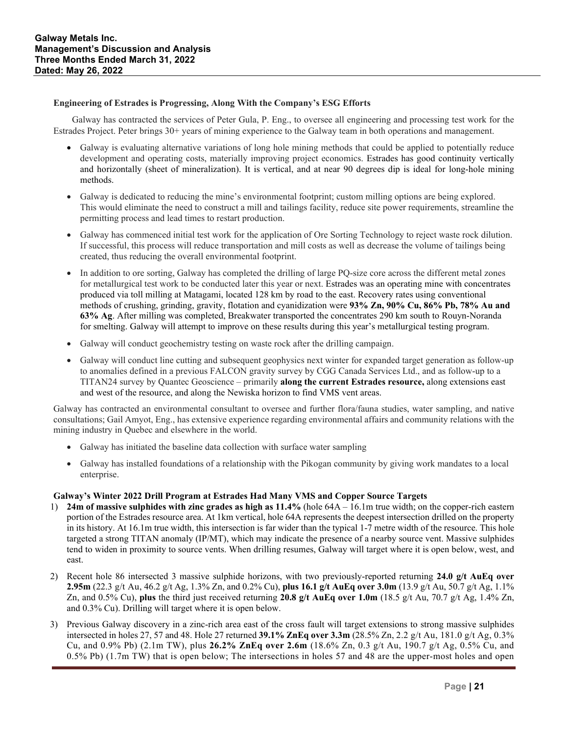**Engineering of Estrades is Progressing, Along With the Company's ESG Efforts**

Galway has contracted the services of Peter Gula, P. Eng., to oversee all engineering and processing test work for the Estrades Project. Peter brings 30+ years of mining experience to the Galway team in both operations and management.

- Galway is evaluating alternative variations of long hole mining methods that could be applied to potentially reduce development and operating costs, materially improving project economics. Estrades has good continuity vertically and horizontally (sheet of mineralization). It is vertical, and at near 90 degrees dip is ideal for long-hole mining methods.
- Galway is dedicated to reducing the mine's environmental footprint; custom milling options are being explored. This would eliminate the need to construct a mill and tailings facility, reduce site power requirements, streamline the permitting process and lead times to restart production.
- Galway has commenced initial test work for the application of Ore Sorting Technology to reject waste rock dilution. If successful, this process will reduce transportation and mill costs as well as decrease the volume of tailings being created, thus reducing the overall environmental footprint.
- In addition to ore sorting, Galway has completed the drilling of large PQ-size core across the different metal zones for metallurgical test work to be conducted later this year or next. Estrades was an operating mine with concentrates produced via toll milling at Matagami, located 128 km by road to the east. Recovery rates using conventional methods of crushing, grinding, gravity, flotation and cyanidization were **93% Zn, 90% Cu, 86% Pb, 78% Au and 63% Ag**. After milling was completed, Breakwater transported the concentrates 290 km south to Rouyn-Noranda for smelting. Galway will attempt to improve on these results during this year's metallurgical testing program.
- Galway will conduct geochemistry testing on waste rock after the drilling campaign.
- Galway will conduct line cutting and subsequent geophysics next winter for expanded target generation as follow-up to anomalies defined in a previous FALCON gravity survey by CGG Canada Services Ltd., and as follow-up to a TITAN24 survey by Quantec Geoscience – primarily **along the current Estrades resource,** along extensions east and west of the resource, and along the Newiska horizon to find VMS vent areas.

Galway has contracted an environmental consultant to oversee and further flora/fauna studies, water sampling, and native consultations; Gail Amyot, Eng., has extensive experience regarding environmental affairs and community relations with the mining industry in Quebec and elsewhere in the world.

- Galway has initiated the baseline data collection with surface water sampling
- Galway has installed foundations of a relationship with the Pikogan community by giving work mandates to a local enterprise.

**Galway's Winter 2022 Drill Program at Estrades Had Many VMS and Copper Source Targets**

1) **24m of massive sulphides with zinc grades as high as 11.4%** (hole 64A – 16.1m true width; on the copper-rich eastern portion of the Estrades resource area. At 1km vertical, hole 64A represents the deepest intersection drilled on the property in its history. At 16.1m true width, this intersection is far wider than the typical 1-7 metre width of the resource. This hole targeted a strong TITAN anomaly (IP/MT), which may indicate the presence of a nearby source vent. Massive sulphides tend to widen in proximity to source vents. When drilling resumes, Galway will target where it is open below, west, and east.
2) Recent hole 86 intersected 3 massive sulphide horizons, with two previously-reported returning **24.0 g/t AuEq over 2.95m** (22.3 g/t Au, 46.2 g/t Ag, 1.3% Zn, and 0.2% Cu), **plus 16.1 g/t AuEq over 3.0m** (13.9 g/t Au, 50.7 g/t Ag, 1.1% Zn, and 0.5% Cu), **plus** the third just received returning **20.8 g/t AuEq over 1.0m** (18.5 g/t Au, 70.7 g/t Ag, 1.4% Zn, and 0.3% Cu). Drilling will target where it is open below.
3) Previous Galway discovery in a zinc-rich area east of the cross fault will target extensions to strong massive sulphides intersected in holes 27, 57 and 48. Hole 27 returned **39.1% ZnEq over 3.3m** (28.5% Zn, 2.2 g/t Au, 181.0 g/t Ag, 0.3% Cu, and 0.9% Pb) (2.1m TW), plus **26.2% ZnEq over 2.6m** (18.6% Zn, 0.3 g/t Au, 190.7 g/t Ag, 0.5% Cu, and 0.5% Pb) (1.7m TW) that is open below; The intersections in holes 57 and 48 are the upper-most holes and open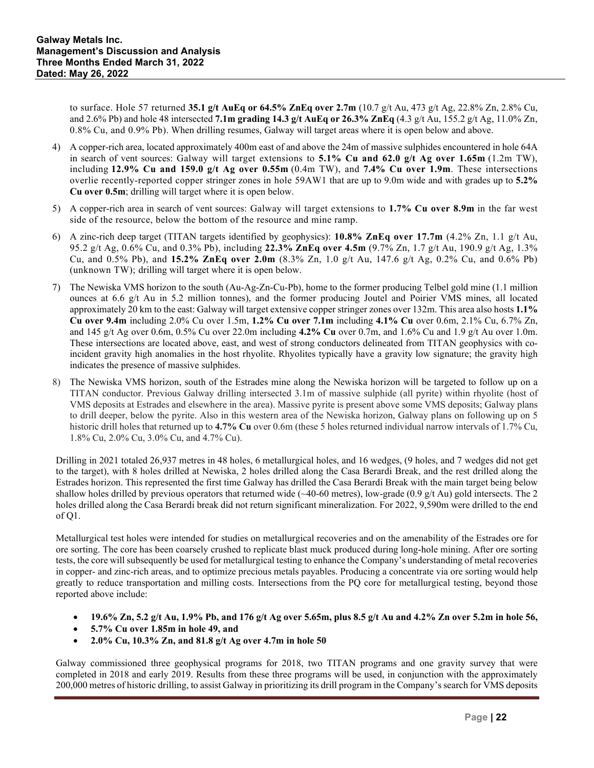to surface. Hole 57 returned **35.1 g/t AuEq or 64.5% ZnEq over 2.7m** (10.7 g/t Au, 473 g/t Ag, 22.8% Zn, 2.8% Cu, and 2.6% Pb) and hole 48 intersected **7.1m grading 14.3 g/t AuEq or 26.3% ZnEq** (4.3 g/t Au, 155.2 g/t Ag, 11.0% Zn, 0.8% Cu, and 0.9% Pb). When drilling resumes, Galway will target areas where it is open below and above.

4) A copper-rich area, located approximately 400m east of and above the 24m of massive sulphides encountered in hole 64A in search of vent sources: Galway will target extensions to **5.1% Cu and 62.0 g/t Ag over 1.65m** (1.2m TW), including **12.9% Cu and 159.0 g/t Ag over 0.55m** (0.4m TW), and **7.4% Cu over 1.9m**. These intersections overlie recently-reported copper stringer zones in hole 59AW1 that are up to 9.0m wide and with grades up to **5.2% Cu over 0.5m**; drilling will target where it is open below.
5) A copper-rich area in search of vent sources: Galway will target extensions to **1.7% Cu over 8.9m** in the far west side of the resource, below the bottom of the resource and mine ramp.
6) A zinc-rich deep target (TITAN targets identified by geophysics): **10.8% ZnEq over 17.7m** (4.2% Zn, 1.1 g/t Au, 95.2 g/t Ag, 0.6% Cu, and 0.3% Pb), including **22.3% ZnEq over 4.5m** (9.7% Zn, 1.7 g/t Au, 190.9 g/t Ag, 1.3% Cu, and 0.5% Pb), and **15.2% ZnEq over 2.0m** (8.3% Zn, 1.0 g/t Au, 147.6 g/t Ag, 0.2% Cu, and 0.6% Pb) (unknown TW); drilling will target where it is open below.
7) The Newiska VMS horizon to the south (Au-Ag-Zn-Cu-Pb), home to the former producing Telbel gold mine (1.1 million ounces at 6.6 g/t Au in 5.2 million tonnes), and the former producing Joutel and Poirier VMS mines, all located approximately 20 km to the east: Galway will target extensive copper stringer zones over 132m. This area also hosts **1.1% Cu over 9.4m** including 2.0% Cu over 1.5m, **1.2% Cu over 7.1m** including **4.1% Cu** over 0.6m, 2.1% Cu, 6.7% Zn, and 145 g/t Ag over 0.6m, 0.5% Cu over 22.0m including **4.2% Cu** over 0.7m, and 1.6% Cu and 1.9 g/t Au over 1.0m. These intersections are located above, east, and west of strong conductors delineated from TITAN geophysics with co-incident gravity high anomalies in the host rhyolite. Rhyolites typically have a gravity low signature; the gravity high indicates the presence of massive sulphides.
8) The Newiska VMS horizon, south of the Estrades mine along the Newiska horizon will be targeted to follow up on a TITAN conductor. Previous Galway drilling intersected 3.1m of massive sulphide (all pyrite) within rhyolite (host of VMS deposits at Estrades and elsewhere in the area). Massive pyrite is present above some VMS deposits; Galway plans to drill deeper, below the pyrite. Also in this western area of the Newiska horizon, Galway plans on following up on 5 historic drill holes that returned up to **4.7% Cu** over 0.6m (these 5 holes returned individual narrow intervals of 1.7% Cu, 1.8% Cu, 2.0% Cu, 3.0% Cu, and 4.7% Cu).

Drilling in 2021 totaled 26,937 metres in 48 holes, 6 metallurgical holes, and 16 wedges, (9 holes, and 7 wedges did not get to the target), with 8 holes drilled at Newiska, 2 holes drilled along the Casa Berardi Break, and the rest drilled along the Estrades horizon. This represented the first time Galway has drilled the Casa Berardi Break with the main target being below shallow holes drilled by previous operators that returned wide (~40-60 metres), low-grade (0.9 g/t Au) gold intersects. The 2 holes drilled along the Casa Berardi break did not return significant mineralization. For 2022, 9,590m were drilled to the end of Q1.

Metallurgical test holes were intended for studies on metallurgical recoveries and on the amenability of the Estrades ore for ore sorting. The core has been coarsely crushed to replicate blast muck produced during long-hole mining. After ore sorting tests, the core will subsequently be used for metallurgical testing to enhance the Company's understanding of metal recoveries in copper- and zinc-rich areas, and to optimize precious metals payables. Producing a concentrate via ore sorting would help greatly to reduce transportation and milling costs. Intersections from the PQ core for metallurgical testing, beyond those reported above include:

- **19.6% Zn, 5.2 g/t Au, 1.9% Pb, and 176 g/t Ag over 5.65m, plus 8.5 g/t Au and 4.2% Zn over 5.2m in hole 56,**
- **5.7% Cu over 1.85m in hole 49, and**
- **2.0% Cu, 10.3% Zn, and 81.8 g/t Ag over 4.7m in hole 50**

Galway commissioned three geophysical programs for 2018, two TITAN programs and one gravity survey that were completed in 2018 and early 2019. Results from these three programs will be used, in conjunction with the approximately 200,000 metres of historic drilling, to assist Galway in prioritizing its drill program in the Company's search for VMS deposits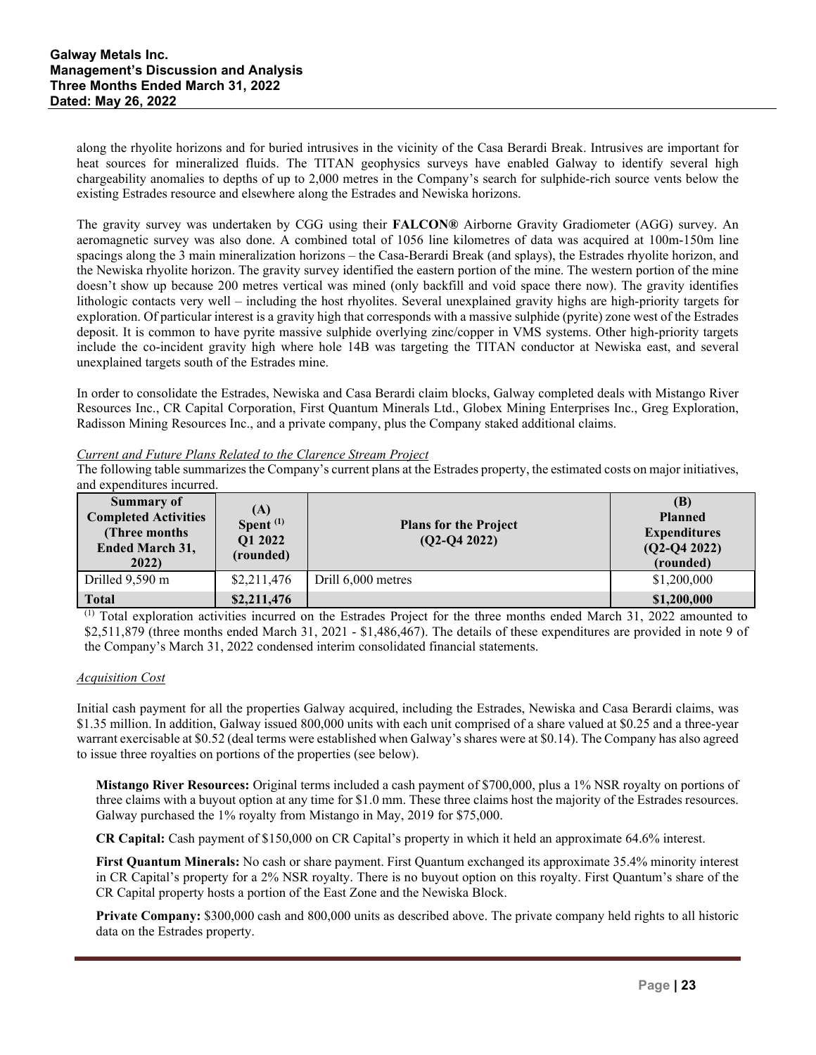along the rhyolite horizons and for buried intrusives in the vicinity of the Casa Berardi Break. Intrusives are important for heat sources for mineralized fluids. The TITAN geophysics surveys have enabled Galway to identify several high chargeability anomalies to depths of up to 2,000 metres in the Company's search for sulphide-rich source vents below the existing Estrades resource and elsewhere along the Estrades and Newiska horizons.

The gravity survey was undertaken by CGG using their **FALCON®** Airborne Gravity Gradiometer (AGG) survey. An aeromagnetic survey was also done. A combined total of 1056 line kilometres of data was acquired at 100m-150m line spacings along the 3 main mineralization horizons – the Casa-Berardi Break (and splays), the Estrades rhyolite horizon, and the Newiska rhyolite horizon. The gravity survey identified the eastern portion of the mine. The western portion of the mine doesn't show up because 200 metres vertical was mined (only backfill and void space there now). The gravity identifies lithologic contacts very well – including the host rhyolites. Several unexplained gravity highs are high-priority targets for exploration. Of particular interest is a gravity high that corresponds with a massive sulphide (pyrite) zone west of the Estrades deposit. It is common to have pyrite massive sulphide overlying zinc/copper in VMS systems. Other high-priority targets include the co-incident gravity high where hole 14B was targeting the TITAN conductor at Newiska east, and several unexplained targets south of the Estrades mine.

In order to consolidate the Estrades, Newiska and Casa Berardi claim blocks, Galway completed deals with Mistango River Resources Inc., CR Capital Corporation, First Quantum Minerals Ltd., Globex Mining Enterprises Inc., Greg Exploration, Radisson Mining Resources Inc., and a private company, plus the Company staked additional claims.

*Current and Future Plans Related to the Clarence Stream Project*

The following table summarizes the Company's current plans at the Estrades property, the estimated costs on major initiatives, and expenditures incurred.

| Summary of Completed Activities (Three months Ended March 31, 2022) | (A) Spent [1] Q1 2022 (rounded) | Plans for the Project (Q2-Q4 2022) | (B) Planned Expenditures (Q2-Q4 2022) (rounded) |
|---|---|---|---|
| Drilled 9,590 m | \$2,211,476 | Drill 6,000 metres | \$1,200,000 |
| **Total** | **\$2,211,476** | | **\$1,200,000** |

[1] Total exploration activities incurred on the Estrades Project for the three months ended March 31, 2022 amounted to \$2,511,879 (three months ended March 31, 2021 - \$1,486,467). The details of these expenditures are provided in note 9 of the Company's March 31, 2022 condensed interim consolidated financial statements.

*Acquisition Cost*

Initial cash payment for all the properties Galway acquired, including the Estrades, Newiska and Casa Berardi claims, was \$1.35 million. In addition, Galway issued 800,000 units with each unit comprised of a share valued at \$0.25 and a three-year warrant exercisable at \$0.52 (deal terms were established when Galway's shares were at \$0.14). The Company has also agreed to issue three royalties on portions of the properties (see below).

**Mistango River Resources:** Original terms included a cash payment of \$700,000, plus a 1% NSR royalty on portions of three claims with a buyout option at any time for \$1.0 mm. These three claims host the majority of the Estrades resources. Galway purchased the 1% royalty from Mistango in May, 2019 for \$75,000.

**CR Capital:** Cash payment of \$150,000 on CR Capital's property in which it held an approximate 64.6% interest.

**First Quantum Minerals:** No cash or share payment. First Quantum exchanged its approximate 35.4% minority interest in CR Capital's property for a 2% NSR royalty. There is no buyout option on this royalty. First Quantum's share of the CR Capital property hosts a portion of the East Zone and the Newiska Block.

**Private Company:** \$300,000 cash and 800,000 units as described above. The private company held rights to all historic data on the Estrades property.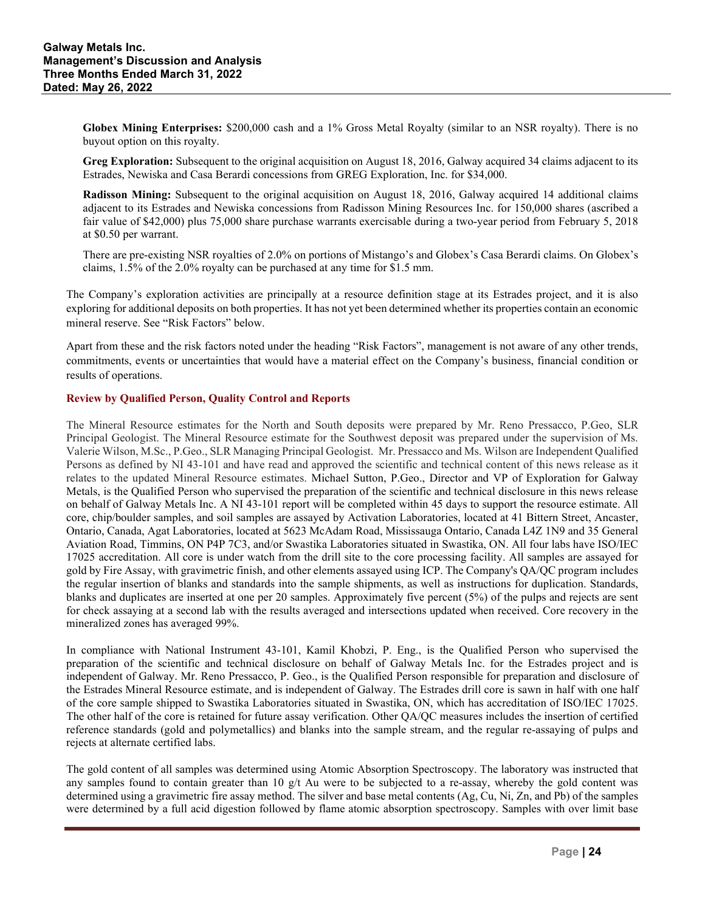**Globex Mining Enterprises:** $200,000 cash and a 1% Gross Metal Royalty (similar to an NSR royalty). There is no buyout option on this royalty.

**Greg Exploration:** Subsequent to the original acquisition on August 18, 2016, Galway acquired 34 claims adjacent to its Estrades, Newiska and Casa Berardi concessions from GREG Exploration, Inc. for $34,000.

**Radisson Mining:** Subsequent to the original acquisition on August 18, 2016, Galway acquired 14 additional claims adjacent to its Estrades and Newiska concessions from Radisson Mining Resources Inc. for 150,000 shares (ascribed a fair value of $42,000) plus 75,000 share purchase warrants exercisable during a two-year period from February 5, 2018 at $0.50 per warrant.

There are pre-existing NSR royalties of 2.0% on portions of Mistango's and Globex's Casa Berardi claims. On Globex's claims, 1.5% of the 2.0% royalty can be purchased at any time for $1.5 mm.

The Company's exploration activities are principally at a resource definition stage at its Estrades project, and it is also exploring for additional deposits on both properties. It has not yet been determined whether its properties contain an economic mineral reserve. See "Risk Factors" below.

Apart from these and the risk factors noted under the heading "Risk Factors", management is not aware of any other trends, commitments, events or uncertainties that would have a material effect on the Company's business, financial condition or results of operations.

## Review by Qualified Person, Quality Control and Reports

The Mineral Resource estimates for the North and South deposits were prepared by Mr. Reno Pressacco, P.Geo, SLR Principal Geologist. The Mineral Resource estimate for the Southwest deposit was prepared under the supervision of Ms. Valerie Wilson, M.Sc., P.Geo., SLR Managing Principal Geologist. Mr. Pressacco and Ms. Wilson are Independent Qualified Persons as defined by NI 43-101 and have read and approved the scientific and technical content of this news release as it relates to the updated Mineral Resource estimates. Michael Sutton, P.Geo., Director and VP of Exploration for Galway Metals, is the Qualified Person who supervised the preparation of the scientific and technical disclosure in this news release on behalf of Galway Metals Inc. A NI 43-101 report will be completed within 45 days to support the resource estimate. All core, chip/boulder samples, and soil samples are assayed by Activation Laboratories, located at 41 Bittern Street, Ancaster, Ontario, Canada, Agat Laboratories, located at 5623 McAdam Road, Mississauga Ontario, Canada L4Z 1N9 and 35 General Aviation Road, Timmins, ON P4P 7C3, and/or Swastika Laboratories situated in Swastika, ON. All four labs have ISO/IEC 17025 accreditation. All core is under watch from the drill site to the core processing facility. All samples are assayed for gold by Fire Assay, with gravimetric finish, and other elements assayed using ICP. The Company's QA/QC program includes the regular insertion of blanks and standards into the sample shipments, as well as instructions for duplication. Standards, blanks and duplicates are inserted at one per 20 samples. Approximately five percent (5%) of the pulps and rejects are sent for check assaying at a second lab with the results averaged and intersections updated when received. Core recovery in the mineralized zones has averaged 99%.

In compliance with National Instrument 43-101, Kamil Khobzi, P. Eng., is the Qualified Person who supervised the preparation of the scientific and technical disclosure on behalf of Galway Metals Inc. for the Estrades project and is independent of Galway. Mr. Reno Pressacco, P. Geo., is the Qualified Person responsible for preparation and disclosure of the Estrades Mineral Resource estimate, and is independent of Galway. The Estrades drill core is sawn in half with one half of the core sample shipped to Swastika Laboratories situated in Swastika, ON, which has accreditation of ISO/IEC 17025. The other half of the core is retained for future assay verification. Other QA/QC measures includes the insertion of certified reference standards (gold and polymetallics) and blanks into the sample stream, and the regular re-assaying of pulps and rejects at alternate certified labs.

The gold content of all samples was determined using Atomic Absorption Spectroscopy. The laboratory was instructed that any samples found to contain greater than 10 g/t Au were to be subjected to a re-assay, whereby the gold content was determined using a gravimetric fire assay method. The silver and base metal contents (Ag, Cu, Ni, Zn, and Pb) of the samples were determined by a full acid digestion followed by flame atomic absorption spectroscopy. Samples with over limit base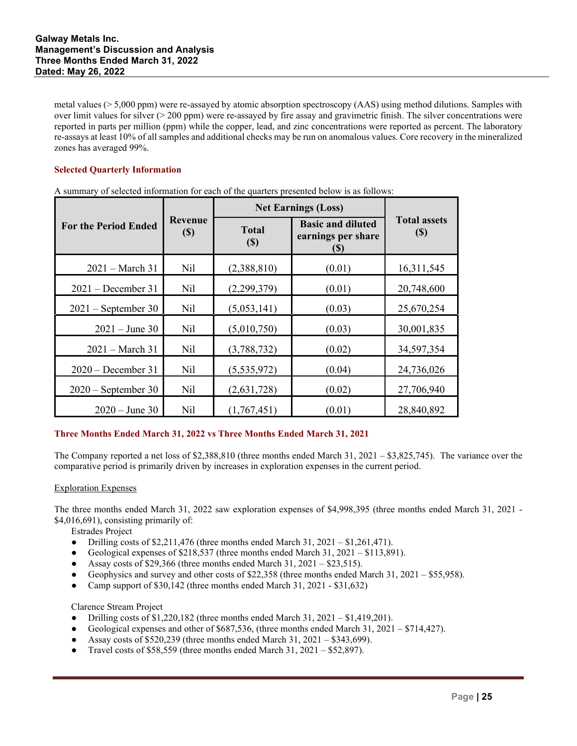metal values (> 5,000 ppm) were re-assayed by atomic absorption spectroscopy (AAS) using method dilutions. Samples with over limit values for silver (> 200 ppm) were re-assayed by fire assay and gravimetric finish. The silver concentrations were reported in parts per million (ppm) while the copper, lead, and zinc concentrations were reported as percent. The laboratory re-assays at least 10% of all samples and additional checks may be run on anomalous values. Core recovery in the mineralized zones has averaged 99%.

### Selected Quarterly Information

A summary of selected information for each of the quarters presented below is as follows:

| For the Period Ended | Revenue ($) | Net Earnings (Loss) | | Total assets ($) |
|---|---|---|---|---|
| | | Total ($) | Basic and diluted earnings per share ($) | |
| 2021 – March 31 | Nil | (2,388,810) | (0.01) | 16,311,545 |
| 2021 – December 31 | Nil | (2,299,379) | (0.01) | 20,748,600 |
| 2021 – September 30 | Nil | (5,053,141) | (0.03) | 25,670,254 |
| 2021 – June 30 | Nil | (5,010,750) | (0.03) | 30,001,835 |
| 2021 – March 31 | Nil | (3,788,732) | (0.02) | 34,597,354 |
| 2020 – December 31 | Nil | (5,535,972) | (0.04) | 24,736,026 |
| 2020 – September 30 | Nil | (2,631,728) | (0.02) | 27,706,940 |
| 2020 – June 30 | Nil | (1,767,451) | (0.01) | 28,840,892 |

### Three Months Ended March 31, 2022 vs Three Months Ended March 31, 2021

The Company reported a net loss of $2,388,810 (three months ended March 31, 2021 – $3,825,745). The variance over the comparative period is primarily driven by increases in exploration expenses in the current period.

Exploration Expenses

The three months ended March 31, 2022 saw exploration expenses of $4,998,395 (three months ended March 31, 2021 - $4,016,691), consisting primarily of:

Estrades Project

- Drilling costs of $2,211,476 (three months ended March 31, 2021 – $1,261,471).
- Geological expenses of $218,537 (three months ended March 31, 2021 – $113,891).
- Assay costs of $29,366 (three months ended March 31, 2021 – $23,515).
- Geophysics and survey and other costs of $22,358 (three months ended March 31, 2021 – $55,958).
- Camp support of $30,142 (three months ended March 31, 2021 - $31,632)

Clarence Stream Project

- Drilling costs of $1,220,182 (three months ended March 31, 2021 – $1,419,201).
- Geological expenses and other of $687,536, (three months ended March 31, 2021 – $714,427).
- Assay costs of $520,239 (three months ended March 31, 2021 – $343,699).
- Travel costs of $58,559 (three months ended March 31, 2021 – $52,897).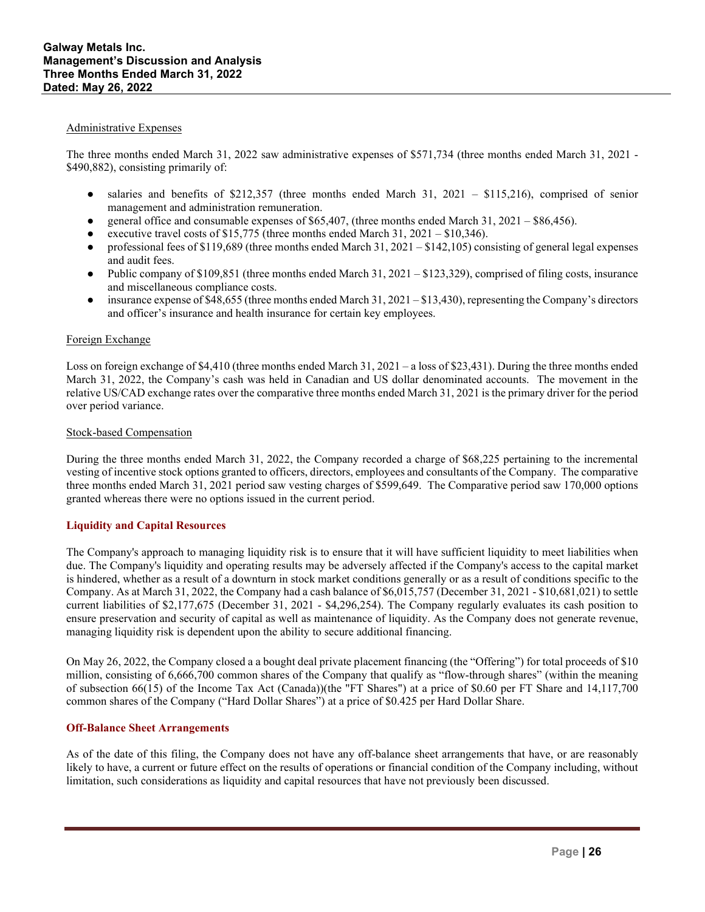Administrative Expenses

The three months ended March 31, 2022 saw administrative expenses of $571,734 (three months ended March 31, 2021 - $490,882), consisting primarily of:

- salaries and benefits of $212,357 (three months ended March 31, 2021 – $115,216), comprised of senior management and administration remuneration.
- general office and consumable expenses of $65,407, (three months ended March 31, 2021 – $86,456).
- executive travel costs of $15,775 (three months ended March 31, 2021 – $10,346).
- professional fees of $119,689 (three months ended March 31, 2021 – $142,105) consisting of general legal expenses and audit fees.
- Public company of $109,851 (three months ended March 31, 2021 – $123,329), comprised of filing costs, insurance and miscellaneous compliance costs.
- insurance expense of $48,655 (three months ended March 31, 2021 – $13,430), representing the Company's directors and officer's insurance and health insurance for certain key employees.

Foreign Exchange

Loss on foreign exchange of $4,410 (three months ended March 31, 2021 – a loss of $23,431). During the three months ended March 31, 2022, the Company's cash was held in Canadian and US dollar denominated accounts. The movement in the relative US/CAD exchange rates over the comparative three months ended March 31, 2021 is the primary driver for the period over period variance.

Stock-based Compensation

During the three months ended March 31, 2022, the Company recorded a charge of $68,225 pertaining to the incremental vesting of incentive stock options granted to officers, directors, employees and consultants of the Company. The comparative three months ended March 31, 2021 period saw vesting charges of $599,649. The Comparative period saw 170,000 options granted whereas there were no options issued in the current period.

## Liquidity and Capital Resources

The Company's approach to managing liquidity risk is to ensure that it will have sufficient liquidity to meet liabilities when due. The Company's liquidity and operating results may be adversely affected if the Company's access to the capital market is hindered, whether as a result of a downturn in stock market conditions generally or as a result of conditions specific to the Company. As at March 31, 2022, the Company had a cash balance of $6,015,757 (December 31, 2021 - $10,681,021) to settle current liabilities of $2,177,675 (December 31, 2021 - $4,296,254). The Company regularly evaluates its cash position to ensure preservation and security of capital as well as maintenance of liquidity. As the Company does not generate revenue, managing liquidity risk is dependent upon the ability to secure additional financing.

On May 26, 2022, the Company closed a a bought deal private placement financing (the "Offering") for total proceeds of $10 million, consisting of 6,666,700 common shares of the Company that qualify as "flow-through shares" (within the meaning of subsection 66(15) of the Income Tax Act (Canada))(the "FT Shares") at a price of $0.60 per FT Share and 14,117,700 common shares of the Company ("Hard Dollar Shares") at a price of $0.425 per Hard Dollar Share.

## Off-Balance Sheet Arrangements

As of the date of this filing, the Company does not have any off-balance sheet arrangements that have, or are reasonably likely to have, a current or future effect on the results of operations or financial condition of the Company including, without limitation, such considerations as liquidity and capital resources that have not previously been discussed.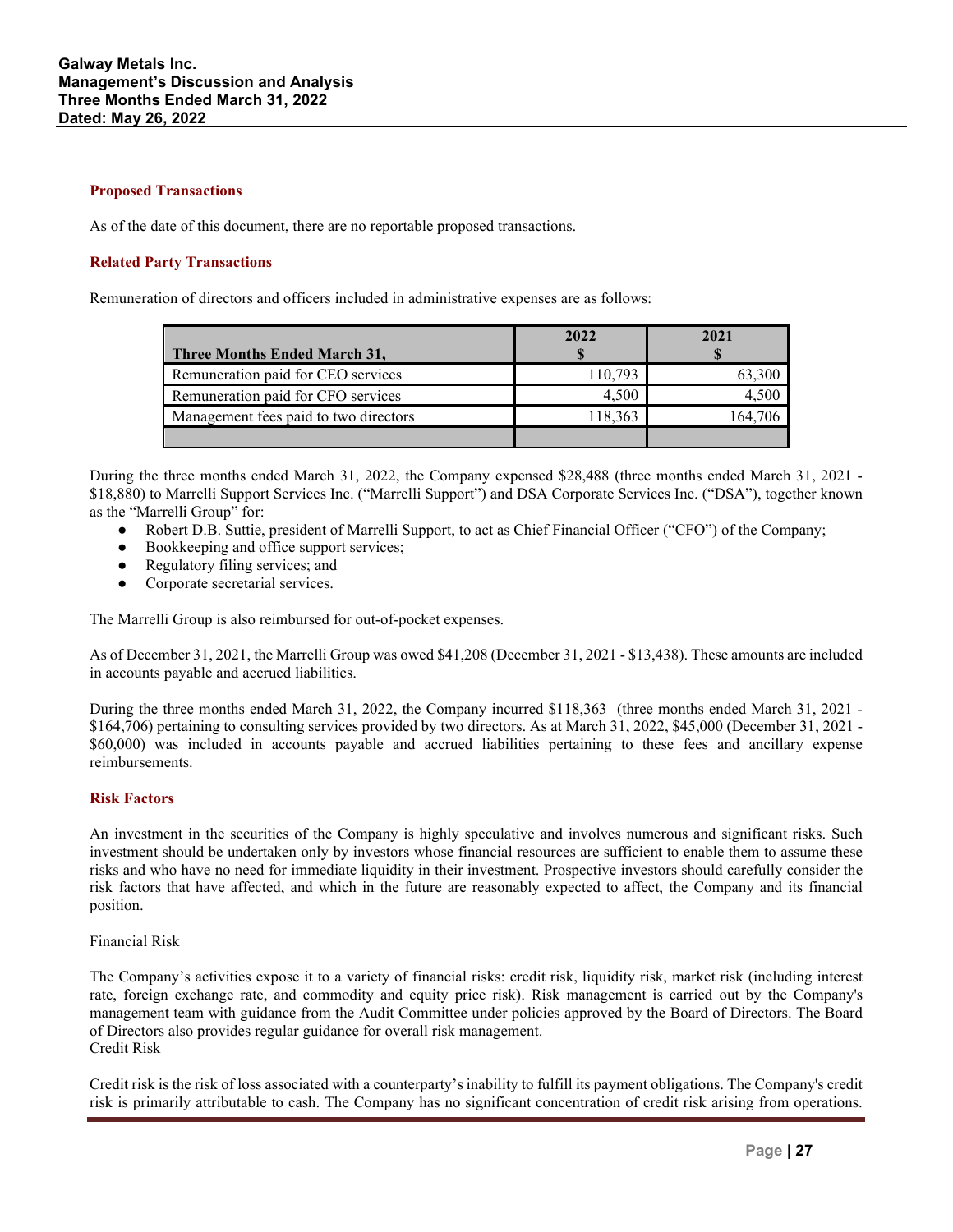### Proposed Transactions

As of the date of this document, there are no reportable proposed transactions.

### Related Party Transactions

Remuneration of directors and officers included in administrative expenses are as follows:

| Three Months Ended March 31, | 2022<br>$ | 2021<br>$ |
|---|---|---|
| Remuneration paid for CEO services | 110,793 | 63,300 |
| Remuneration paid for CFO services | 4,500 | 4,500 |
| Management fees paid to two directors | 118,363 | 164,706 |
| | | |

During the three months ended March 31, 2022, the Company expensed $28,488 (three months ended March 31, 2021 - $18,880) to Marrelli Support Services Inc. ("Marrelli Support") and DSA Corporate Services Inc. ("DSA"), together known as the "Marrelli Group" for:

- Robert D.B. Suttie, president of Marrelli Support, to act as Chief Financial Officer ("CFO") of the Company;
- Bookkeeping and office support services;
- Regulatory filing services; and
- Corporate secretarial services.

The Marrelli Group is also reimbursed for out-of-pocket expenses.

As of December 31, 2021, the Marrelli Group was owed $41,208 (December 31, 2021 - $13,438). These amounts are included in accounts payable and accrued liabilities.

During the three months ended March 31, 2022, the Company incurred $118,363 (three months ended March 31, 2021 - $164,706) pertaining to consulting services provided by two directors. As at March 31, 2022, $45,000 (December 31, 2021 - $60,000) was included in accounts payable and accrued liabilities pertaining to these fees and ancillary expense reimbursements.

### Risk Factors

An investment in the securities of the Company is highly speculative and involves numerous and significant risks. Such investment should be undertaken only by investors whose financial resources are sufficient to enable them to assume these risks and who have no need for immediate liquidity in their investment. Prospective investors should carefully consider the risk factors that have affected, and which in the future are reasonably expected to affect, the Company and its financial position.

Financial Risk

The Company's activities expose it to a variety of financial risks: credit risk, liquidity risk, market risk (including interest rate, foreign exchange rate, and commodity and equity price risk). Risk management is carried out by the Company's management team with guidance from the Audit Committee under policies approved by the Board of Directors. The Board of Directors also provides regular guidance for overall risk management.

Credit Risk

Credit risk is the risk of loss associated with a counterparty's inability to fulfill its payment obligations. The Company's credit risk is primarily attributable to cash. The Company has no significant concentration of credit risk arising from operations.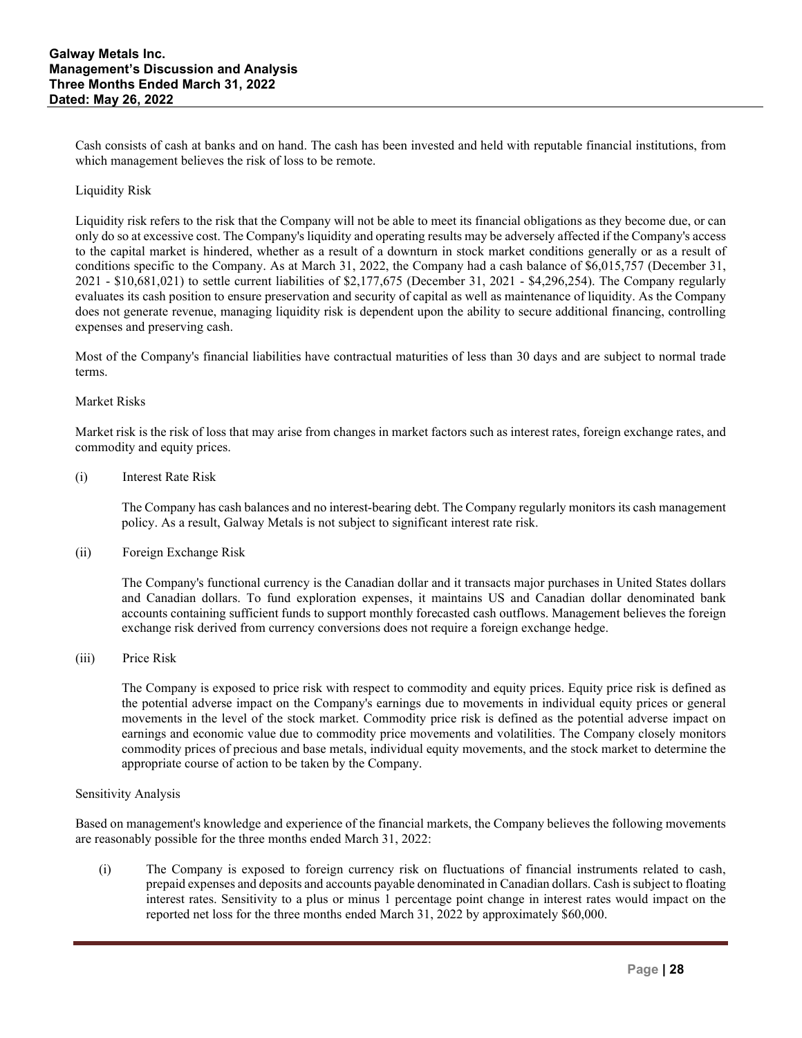Cash consists of cash at banks and on hand. The cash has been invested and held with reputable financial institutions, from which management believes the risk of loss to be remote.

Liquidity Risk

Liquidity risk refers to the risk that the Company will not be able to meet its financial obligations as they become due, or can only do so at excessive cost. The Company's liquidity and operating results may be adversely affected if the Company's access to the capital market is hindered, whether as a result of a downturn in stock market conditions generally or as a result of conditions specific to the Company. As at March 31, 2022, the Company had a cash balance of $6,015,757 (December 31, 2021 - $10,681,021) to settle current liabilities of $2,177,675 (December 31, 2021 - $4,296,254). The Company regularly evaluates its cash position to ensure preservation and security of capital as well as maintenance of liquidity. As the Company does not generate revenue, managing liquidity risk is dependent upon the ability to secure additional financing, controlling expenses and preserving cash.

Most of the Company's financial liabilities have contractual maturities of less than 30 days and are subject to normal trade terms.

Market Risks

Market risk is the risk of loss that may arise from changes in market factors such as interest rates, foreign exchange rates, and commodity and equity prices.

(i) Interest Rate Risk

The Company has cash balances and no interest-bearing debt. The Company regularly monitors its cash management policy. As a result, Galway Metals is not subject to significant interest rate risk.

(ii) Foreign Exchange Risk

The Company's functional currency is the Canadian dollar and it transacts major purchases in United States dollars and Canadian dollars. To fund exploration expenses, it maintains US and Canadian dollar denominated bank accounts containing sufficient funds to support monthly forecasted cash outflows. Management believes the foreign exchange risk derived from currency conversions does not require a foreign exchange hedge.

(iii) Price Risk

The Company is exposed to price risk with respect to commodity and equity prices. Equity price risk is defined as the potential adverse impact on the Company's earnings due to movements in individual equity prices or general movements in the level of the stock market. Commodity price risk is defined as the potential adverse impact on earnings and economic value due to commodity price movements and volatilities. The Company closely monitors commodity prices of precious and base metals, individual equity movements, and the stock market to determine the appropriate course of action to be taken by the Company.

Sensitivity Analysis

Based on management's knowledge and experience of the financial markets, the Company believes the following movements are reasonably possible for the three months ended March 31, 2022:

(i) The Company is exposed to foreign currency risk on fluctuations of financial instruments related to cash, prepaid expenses and deposits and accounts payable denominated in Canadian dollars. Cash is subject to floating interest rates. Sensitivity to a plus or minus 1 percentage point change in interest rates would impact on the reported net loss for the three months ended March 31, 2022 by approximately $60,000.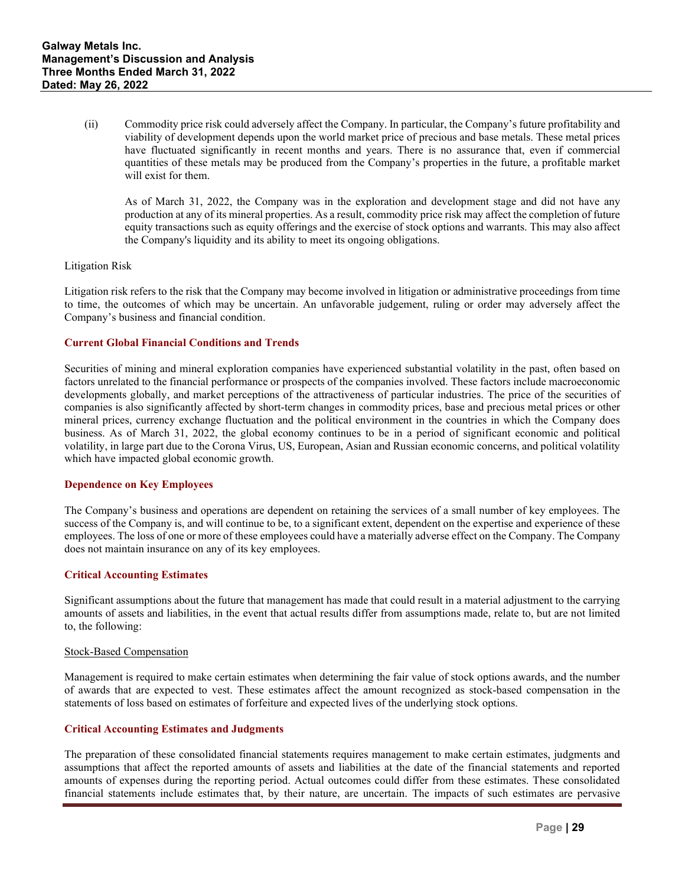(ii) Commodity price risk could adversely affect the Company. In particular, the Company's future profitability and viability of development depends upon the world market price of precious and base metals. These metal prices have fluctuated significantly in recent months and years. There is no assurance that, even if commercial quantities of these metals may be produced from the Company's properties in the future, a profitable market will exist for them.

As of March 31, 2022, the Company was in the exploration and development stage and did not have any production at any of its mineral properties. As a result, commodity price risk may affect the completion of future equity transactions such as equity offerings and the exercise of stock options and warrants. This may also affect the Company's liquidity and its ability to meet its ongoing obligations.

Litigation Risk

Litigation risk refers to the risk that the Company may become involved in litigation or administrative proceedings from time to time, the outcomes of which may be uncertain. An unfavorable judgement, ruling or order may adversely affect the Company's business and financial condition.

### Current Global Financial Conditions and Trends

Securities of mining and mineral exploration companies have experienced substantial volatility in the past, often based on factors unrelated to the financial performance or prospects of the companies involved. These factors include macroeconomic developments globally, and market perceptions of the attractiveness of particular industries. The price of the securities of companies is also significantly affected by short-term changes in commodity prices, base and precious metal prices or other mineral prices, currency exchange fluctuation and the political environment in the countries in which the Company does business. As of March 31, 2022, the global economy continues to be in a period of significant economic and political volatility, in large part due to the Corona Virus, US, European, Asian and Russian economic concerns, and political volatility which have impacted global economic growth.

### Dependence on Key Employees

The Company's business and operations are dependent on retaining the services of a small number of key employees. The success of the Company is, and will continue to be, to a significant extent, dependent on the expertise and experience of these employees. The loss of one or more of these employees could have a materially adverse effect on the Company. The Company does not maintain insurance on any of its key employees.

### Critical Accounting Estimates

Significant assumptions about the future that management has made that could result in a material adjustment to the carrying amounts of assets and liabilities, in the event that actual results differ from assumptions made, relate to, but are not limited to, the following:

Stock-Based Compensation

Management is required to make certain estimates when determining the fair value of stock options awards, and the number of awards that are expected to vest. These estimates affect the amount recognized as stock-based compensation in the statements of loss based on estimates of forfeiture and expected lives of the underlying stock options.

### Critical Accounting Estimates and Judgments

The preparation of these consolidated financial statements requires management to make certain estimates, judgments and assumptions that affect the reported amounts of assets and liabilities at the date of the financial statements and reported amounts of expenses during the reporting period. Actual outcomes could differ from these estimates. These consolidated financial statements include estimates that, by their nature, are uncertain. The impacts of such estimates are pervasive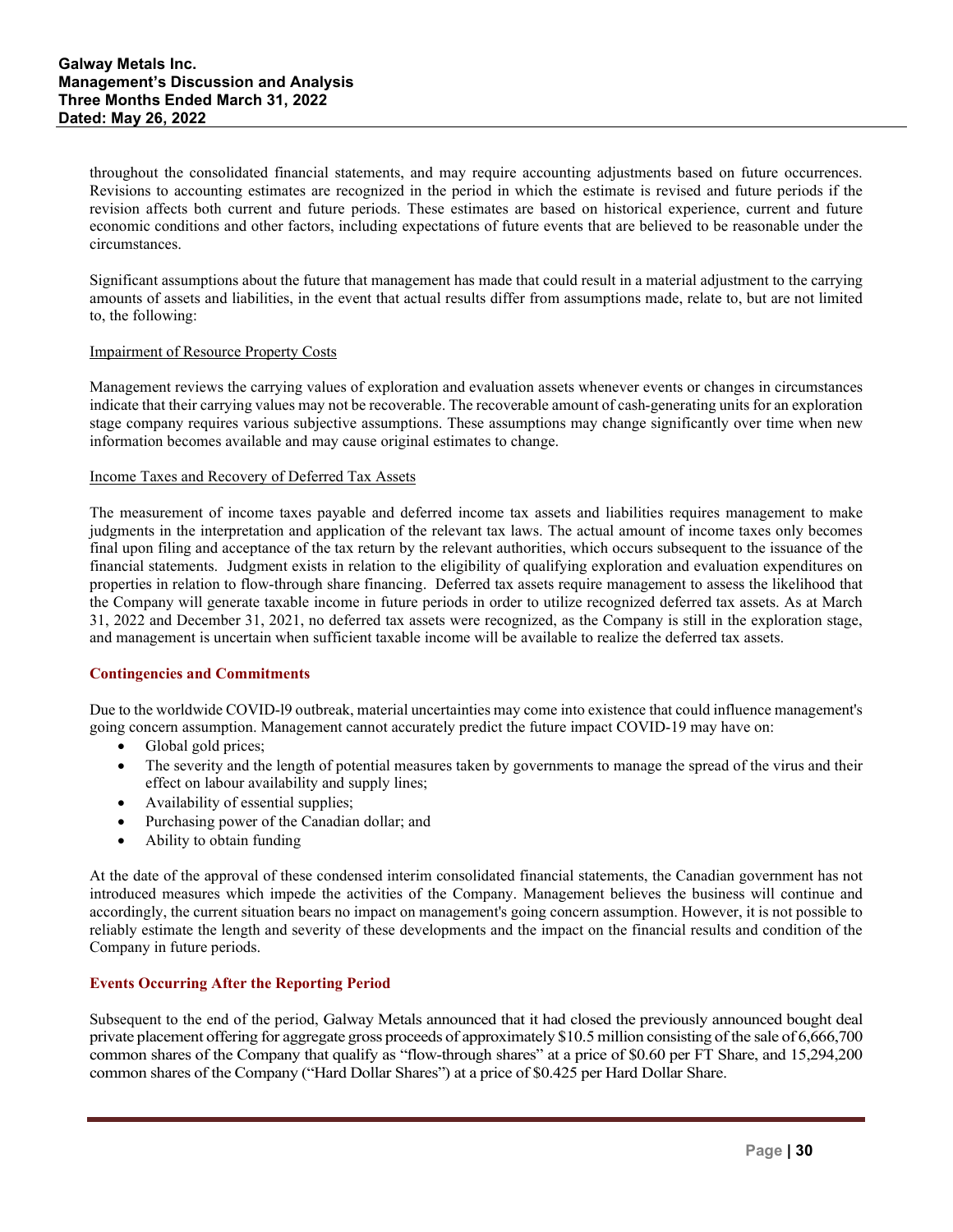throughout the consolidated financial statements, and may require accounting adjustments based on future occurrences. Revisions to accounting estimates are recognized in the period in which the estimate is revised and future periods if the revision affects both current and future periods. These estimates are based on historical experience, current and future economic conditions and other factors, including expectations of future events that are believed to be reasonable under the circumstances.

Significant assumptions about the future that management has made that could result in a material adjustment to the carrying amounts of assets and liabilities, in the event that actual results differ from assumptions made, relate to, but are not limited to, the following:

Impairment of Resource Property Costs

Management reviews the carrying values of exploration and evaluation assets whenever events or changes in circumstances indicate that their carrying values may not be recoverable. The recoverable amount of cash-generating units for an exploration stage company requires various subjective assumptions. These assumptions may change significantly over time when new information becomes available and may cause original estimates to change.

Income Taxes and Recovery of Deferred Tax Assets

The measurement of income taxes payable and deferred income tax assets and liabilities requires management to make judgments in the interpretation and application of the relevant tax laws. The actual amount of income taxes only becomes final upon filing and acceptance of the tax return by the relevant authorities, which occurs subsequent to the issuance of the financial statements. Judgment exists in relation to the eligibility of qualifying exploration and evaluation expenditures on properties in relation to flow-through share financing. Deferred tax assets require management to assess the likelihood that the Company will generate taxable income in future periods in order to utilize recognized deferred tax assets. As at March 31, 2022 and December 31, 2021, no deferred tax assets were recognized, as the Company is still in the exploration stage, and management is uncertain when sufficient taxable income will be available to realize the deferred tax assets.

## Contingencies and Commitments

Due to the worldwide COVID-l9 outbreak, material uncertainties may come into existence that could influence management's going concern assumption. Management cannot accurately predict the future impact COVID-19 may have on:

- Global gold prices;
- The severity and the length of potential measures taken by governments to manage the spread of the virus and their effect on labour availability and supply lines;
- Availability of essential supplies;
- Purchasing power of the Canadian dollar; and
- Ability to obtain funding

At the date of the approval of these condensed interim consolidated financial statements, the Canadian government has not introduced measures which impede the activities of the Company. Management believes the business will continue and accordingly, the current situation bears no impact on management's going concern assumption. However, it is not possible to reliably estimate the length and severity of these developments and the impact on the financial results and condition of the Company in future periods.

## Events Occurring After the Reporting Period

Subsequent to the end of the period, Galway Metals announced that it had closed the previously announced bought deal private placement offering for aggregate gross proceeds of approximately $10.5 million consisting of the sale of 6,666,700 common shares of the Company that qualify as "flow-through shares" at a price of $0.60 per FT Share, and 15,294,200 common shares of the Company ("Hard Dollar Shares") at a price of $0.425 per Hard Dollar Share.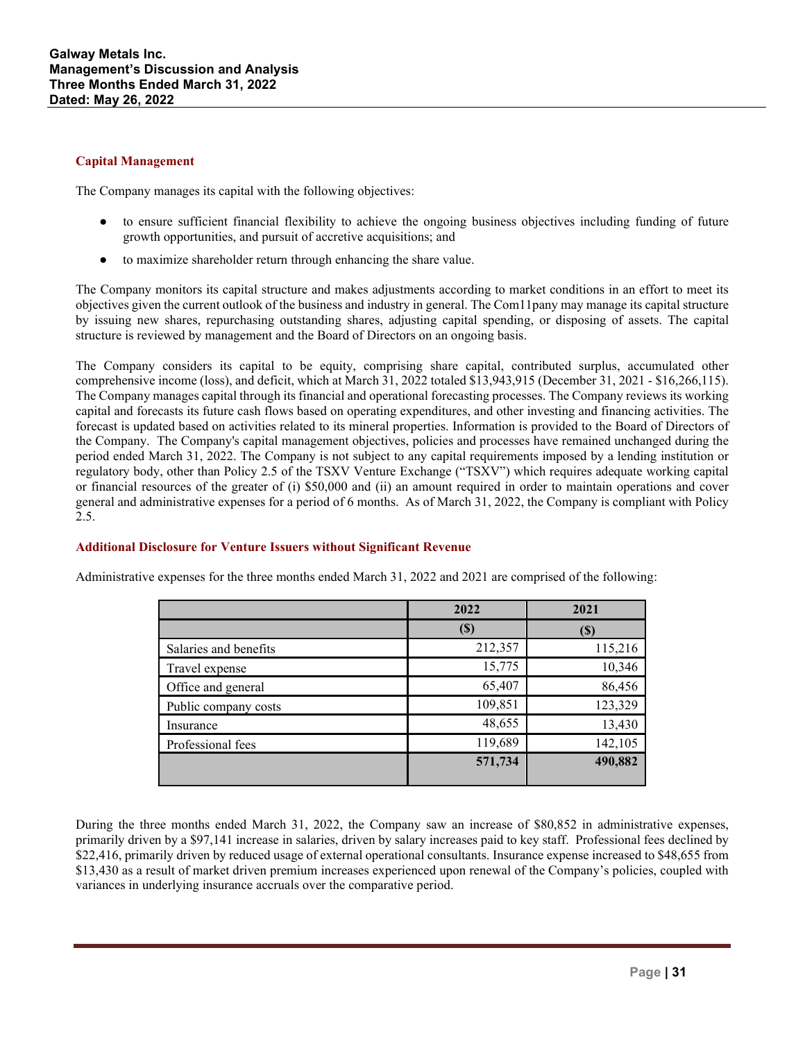## Capital Management

The Company manages its capital with the following objectives:

- to ensure sufficient financial flexibility to achieve the ongoing business objectives including funding of future growth opportunities, and pursuit of accretive acquisitions; and
- to maximize shareholder return through enhancing the share value.

The Company monitors its capital structure and makes adjustments according to market conditions in an effort to meet its objectives given the current outlook of the business and industry in general. The Com11pany may manage its capital structure by issuing new shares, repurchasing outstanding shares, adjusting capital spending, or disposing of assets. The capital structure is reviewed by management and the Board of Directors on an ongoing basis.

The Company considers its capital to be equity, comprising share capital, contributed surplus, accumulated other comprehensive income (loss), and deficit, which at March 31, 2022 totaled $13,943,915 (December 31, 2021 - $16,266,115). The Company manages capital through its financial and operational forecasting processes. The Company reviews its working capital and forecasts its future cash flows based on operating expenditures, and other investing and financing activities. The forecast is updated based on activities related to its mineral properties. Information is provided to the Board of Directors of the Company. The Company's capital management objectives, policies and processes have remained unchanged during the period ended March 31, 2022. The Company is not subject to any capital requirements imposed by a lending institution or regulatory body, other than Policy 2.5 of the TSXV Venture Exchange ("TSXV") which requires adequate working capital or financial resources of the greater of (i) $50,000 and (ii) an amount required in order to maintain operations and cover general and administrative expenses for a period of 6 months. As of March 31, 2022, the Company is compliant with Policy 2.5.

## Additional Disclosure for Venture Issuers without Significant Revenue

Administrative expenses for the three months ended March 31, 2022 and 2021 are comprised of the following:

| | 2022 | 2021 |
|---|---|---|
| | ($) | ($) |
| Salaries and benefits | 212,357 | 115,216 |
| Travel expense | 15,775 | 10,346 |
| Office and general | 65,407 | 86,456 |
| Public company costs | 109,851 | 123,329 |
| Insurance | 48,655 | 13,430 |
| Professional fees | 119,689 | 142,105 |
| | **571,734** | **490,882** |

During the three months ended March 31, 2022, the Company saw an increase of $80,852 in administrative expenses, primarily driven by a $97,141 increase in salaries, driven by salary increases paid to key staff. Professional fees declined by $22,416, primarily driven by reduced usage of external operational consultants. Insurance expense increased to $48,655 from $13,430 as a result of market driven premium increases experienced upon renewal of the Company's policies, coupled with variances in underlying insurance accruals over the comparative period.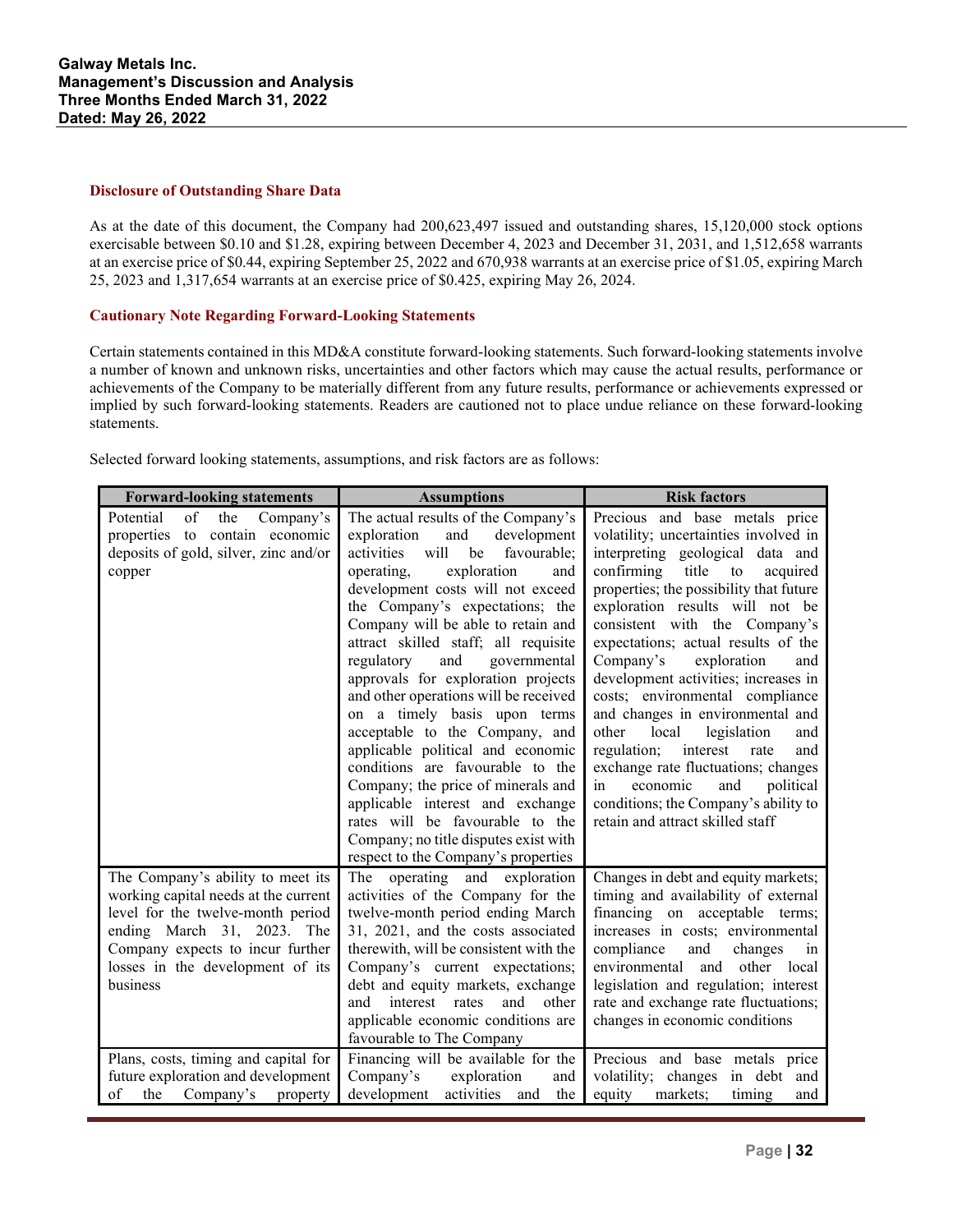### Disclosure of Outstanding Share Data

As at the date of this document, the Company had 200,623,497 issued and outstanding shares, 15,120,000 stock options exercisable between $0.10 and $1.28, expiring between December 4, 2023 and December 31, 2031, and 1,512,658 warrants at an exercise price of $0.44, expiring September 25, 2022 and 670,938 warrants at an exercise price of $1.05, expiring March 25, 2023 and 1,317,654 warrants at an exercise price of $0.425, expiring May 26, 2024.

### Cautionary Note Regarding Forward-Looking Statements

Certain statements contained in this MD&A constitute forward-looking statements. Such forward-looking statements involve a number of known and unknown risks, uncertainties and other factors which may cause the actual results, performance or achievements of the Company to be materially different from any future results, performance or achievements expressed or implied by such forward-looking statements. Readers are cautioned not to place undue reliance on these forward-looking statements.

Selected forward looking statements, assumptions, and risk factors are as follows:

| Forward-looking statements | Assumptions | Risk factors |
|---|---|---|
| Potential of the Company's properties to contain economic deposits of gold, silver, zinc and/or copper | The actual results of the Company's exploration and development activities will be favourable; operating, exploration and development costs will not exceed the Company's expectations; the Company will be able to retain and attract skilled staff; all requisite regulatory and governmental approvals for exploration projects and other operations will be received on a timely basis upon terms acceptable to the Company, and applicable political and economic conditions are favourable to the Company; the price of minerals and applicable interest and exchange rates will be favourable to the Company; no title disputes exist with respect to the Company's properties | Precious and base metals price volatility; uncertainties involved in interpreting geological data and confirming title to acquired properties; the possibility that future exploration results will not be consistent with the Company's expectations; actual results of the Company's exploration and development activities; increases in costs; environmental compliance and changes in environmental and other local legislation and regulation; interest rate and exchange rate fluctuations; changes in economic and political conditions; the Company's ability to retain and attract skilled staff |
| The Company's ability to meet its working capital needs at the current level for the twelve-month period ending March 31, 2023. The Company expects to incur further losses in the development of its business | The operating and exploration activities of the Company for the twelve-month period ending March 31, 2021, and the costs associated therewith, will be consistent with the Company's current expectations; debt and equity markets, exchange and interest rates and other applicable economic conditions are favourable to The Company | Changes in debt and equity markets; timing and availability of external financing on acceptable terms; increases in costs; environmental compliance and changes in environmental and other local legislation and regulation; interest rate and exchange rate fluctuations; changes in economic conditions |
| Plans, costs, timing and capital for future exploration and development of the Company's property | Financing will be available for the Company's exploration and development activities and the | Precious and base metals price volatility; changes in debt and equity markets; timing and |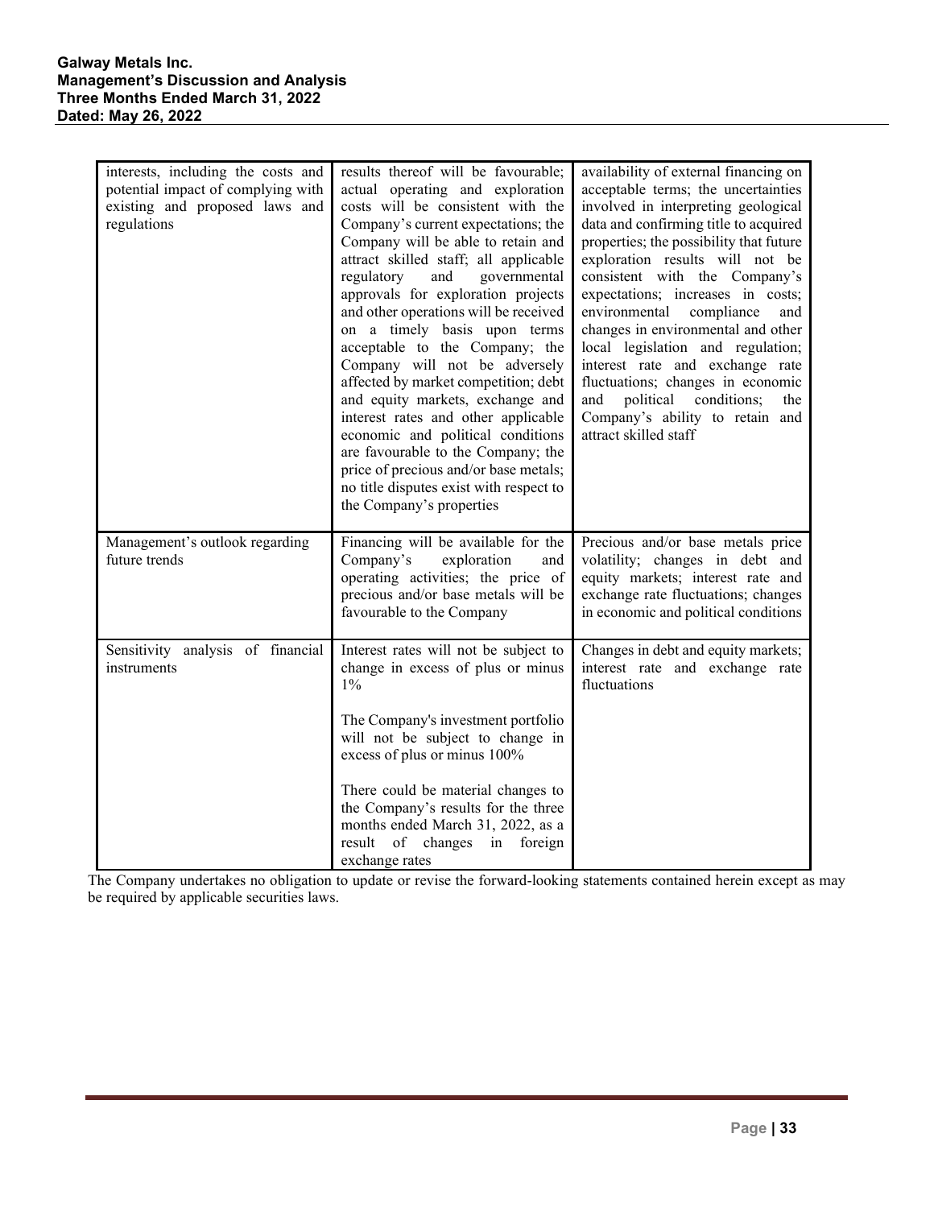| | | |
|---|---|---|
| interests, including the costs and potential impact of complying with existing and proposed laws and regulations | results thereof will be favourable; actual operating and exploration costs will be consistent with the Company's current expectations; the Company will be able to retain and attract skilled staff; all applicable regulatory and governmental approvals for exploration projects and other operations will be received on a timely basis upon terms acceptable to the Company; the Company will not be adversely affected by market competition; debt and equity markets, exchange and interest rates and other applicable economic and political conditions are favourable to the Company; the price of precious and/or base metals; no title disputes exist with respect to the Company's properties | availability of external financing on acceptable terms; the uncertainties involved in interpreting geological data and confirming title to acquired properties; the possibility that future exploration results will not be consistent with the Company's expectations; increases in costs; environmental compliance and changes in environmental and other local legislation and regulation; interest rate and exchange rate fluctuations; changes in economic and political conditions; the Company's ability to retain and attract skilled staff |
| Management's outlook regarding future trends | Financing will be available for the Company's exploration and operating activities; the price of precious and/or base metals will be favourable to the Company | Precious and/or base metals price volatility; changes in debt and equity markets; interest rate and exchange rate fluctuations; changes in economic and political conditions |
| Sensitivity analysis of financial instruments | Interest rates will not be subject to change in excess of plus or minus 1%<br><br>The Company's investment portfolio will not be subject to change in excess of plus or minus 100%<br><br>There could be material changes to the Company's results for the three months ended March 31, 2022, as a result of changes in foreign exchange rates | Changes in debt and equity markets; interest rate and exchange rate fluctuations |

The Company undertakes no obligation to update or revise the forward-looking statements contained herein except as may be required by applicable securities laws.